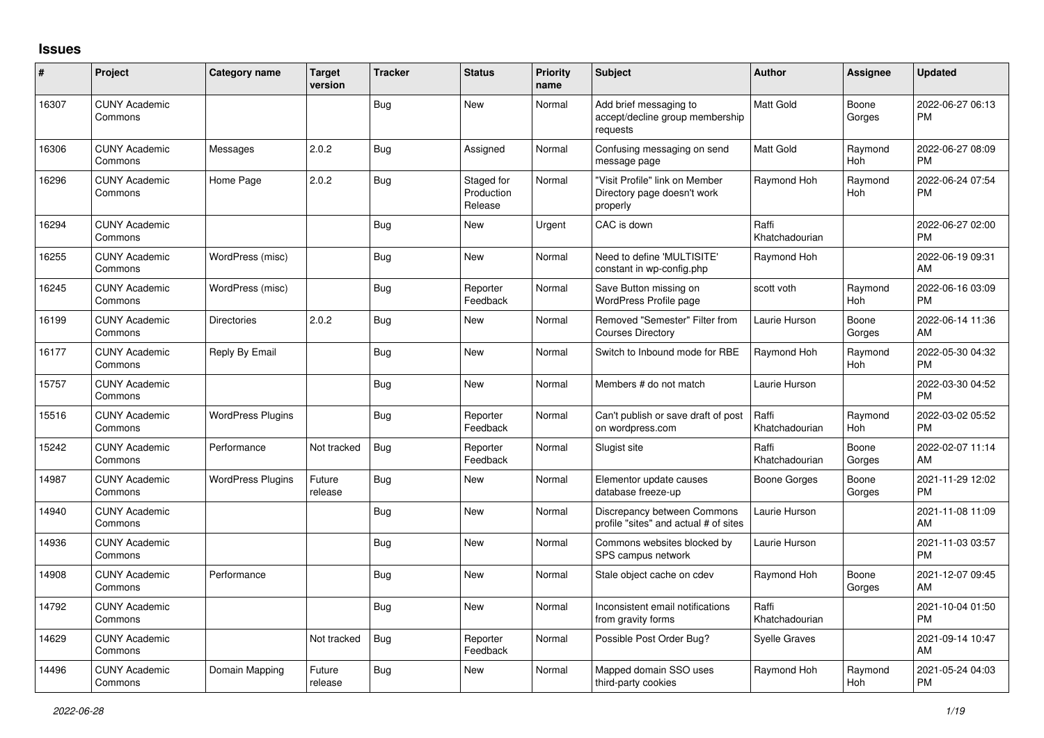# Issues

| # | Project | Category name | Target version | Tracker | Status | Priority name | Subject | Author | Assignee | Updated |
|---|---|---|---|---|---|---|---|---|---|---|
| 16307 | CUNY Academic Commons | | | Bug | New | Normal | Add brief messaging to accept/decline group membership requests | Matt Gold | Boone Gorges | 2022-06-27 06:13 PM |
| 16306 | CUNY Academic Commons | Messages | 2.0.2 | Bug | Assigned | Normal | Confusing messaging on send message page | Matt Gold | Raymond Hoh | 2022-06-27 08:09 PM |
| 16296 | CUNY Academic Commons | Home Page | 2.0.2 | Bug | Staged for Production Release | Normal | "Visit Profile" link on Member Directory page doesn't work properly | Raymond Hoh | Raymond Hoh | 2022-06-24 07:54 PM |
| 16294 | CUNY Academic Commons | | | Bug | New | Urgent | CAC is down | Raffi Khatchadourian | | 2022-06-27 02:00 PM |
| 16255 | CUNY Academic Commons | WordPress (misc) | | Bug | New | Normal | Need to define 'MULTISITE' constant in wp-config.php | Raymond Hoh | | 2022-06-19 09:31 AM |
| 16245 | CUNY Academic Commons | WordPress (misc) | | Bug | Reporter Feedback | Normal | Save Button missing on WordPress Profile page | scott voth | Raymond Hoh | 2022-06-16 03:09 PM |
| 16199 | CUNY Academic Commons | Directories | 2.0.2 | Bug | New | Normal | Removed "Semester" Filter from Courses Directory | Laurie Hurson | Boone Gorges | 2022-06-14 11:36 AM |
| 16177 | CUNY Academic Commons | Reply By Email | | Bug | New | Normal | Switch to Inbound mode for RBE | Raymond Hoh | Raymond Hoh | 2022-05-30 04:32 PM |
| 15757 | CUNY Academic Commons | | | Bug | New | Normal | Members # do not match | Laurie Hurson | | 2022-03-30 04:52 PM |
| 15516 | CUNY Academic Commons | WordPress Plugins | | Bug | Reporter Feedback | Normal | Can't publish or save draft of post on wordpress.com | Raffi Khatchadourian | Raymond Hoh | 2022-03-02 05:52 PM |
| 15242 | CUNY Academic Commons | Performance | Not tracked | Bug | Reporter Feedback | Normal | Slugist site | Raffi Khatchadourian | Boone Gorges | 2022-02-07 11:14 AM |
| 14987 | CUNY Academic Commons | WordPress Plugins | Future release | Bug | New | Normal | Elementor update causes database freeze-up | Boone Gorges | Boone Gorges | 2021-11-29 12:02 PM |
| 14940 | CUNY Academic Commons | | | Bug | New | Normal | Discrepancy between Commons profile "sites" and actual # of sites | Laurie Hurson | | 2021-11-08 11:09 AM |
| 14936 | CUNY Academic Commons | | | Bug | New | Normal | Commons websites blocked by SPS campus network | Laurie Hurson | | 2021-11-03 03:57 PM |
| 14908 | CUNY Academic Commons | Performance | | Bug | New | Normal | Stale object cache on cdev | Raymond Hoh | Boone Gorges | 2021-12-07 09:45 AM |
| 14792 | CUNY Academic Commons | | | Bug | New | Normal | Inconsistent email notifications from gravity forms | Raffi Khatchadourian | | 2021-10-04 01:50 PM |
| 14629 | CUNY Academic Commons | | Not tracked | Bug | Reporter Feedback | Normal | Possible Post Order Bug? | Syelle Graves | | 2021-09-14 10:47 AM |
| 14496 | CUNY Academic Commons | Domain Mapping | Future release | Bug | New | Normal | Mapped domain SSO uses third-party cookies | Raymond Hoh | Raymond Hoh | 2021-05-24 04:03 PM |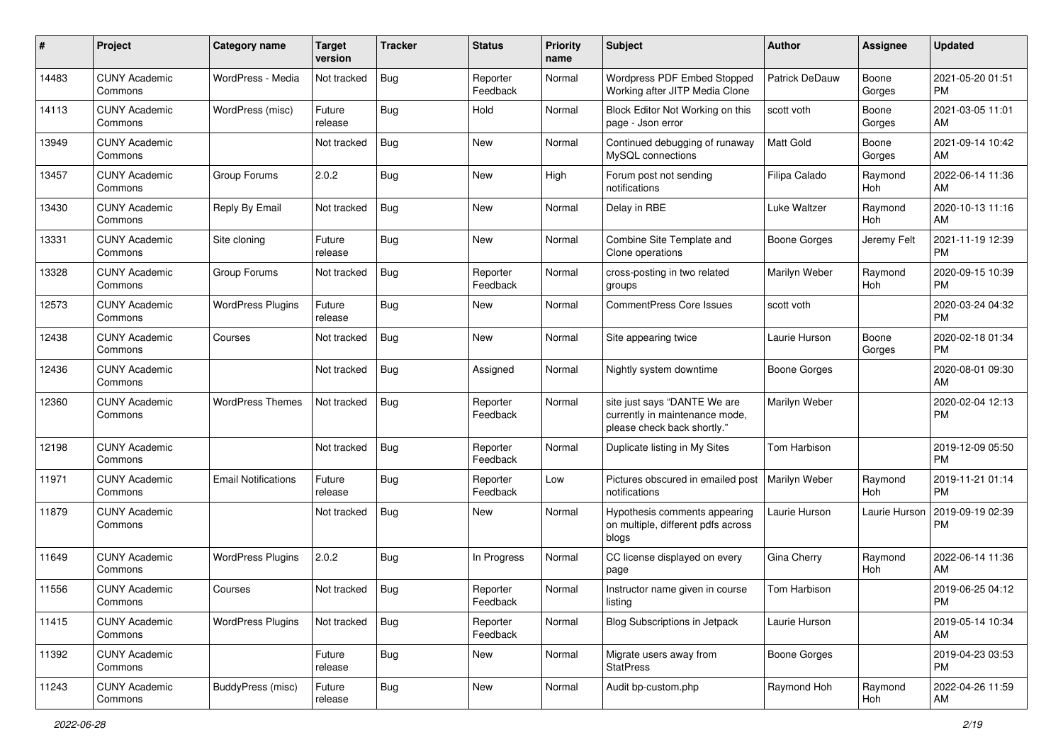| # | Project | Category name | Target version | Tracker | Status | Priority name | Subject | Author | Assignee | Updated |
|---|---|---|---|---|---|---|---|---|---|---|
| 14483 | CUNY Academic Commons | WordPress - Media | Not tracked | Bug | Reporter Feedback | Normal | Wordpress PDF Embed Stopped Working after JITP Media Clone | Patrick DeDauw | Boone Gorges | 2021-05-20 01:51 PM |
| 14113 | CUNY Academic Commons | WordPress (misc) | Future release | Bug | Hold | Normal | Block Editor Not Working on this page - Json error | scott voth | Boone Gorges | 2021-03-05 11:01 AM |
| 13949 | CUNY Academic Commons | | Not tracked | Bug | New | Normal | Continued debugging of runaway MySQL connections | Matt Gold | Boone Gorges | 2021-09-14 10:42 AM |
| 13457 | CUNY Academic Commons | Group Forums | 2.0.2 | Bug | New | High | Forum post not sending notifications | Filipa Calado | Raymond Hoh | 2022-06-14 11:36 AM |
| 13430 | CUNY Academic Commons | Reply By Email | Not tracked | Bug | New | Normal | Delay in RBE | Luke Waltzer | Raymond Hoh | 2020-10-13 11:16 AM |
| 13331 | CUNY Academic Commons | Site cloning | Future release | Bug | New | Normal | Combine Site Template and Clone operations | Boone Gorges | Jeremy Felt | 2021-11-19 12:39 PM |
| 13328 | CUNY Academic Commons | Group Forums | Not tracked | Bug | Reporter Feedback | Normal | cross-posting in two related groups | Marilyn Weber | Raymond Hoh | 2020-09-15 10:39 PM |
| 12573 | CUNY Academic Commons | WordPress Plugins | Future release | Bug | New | Normal | CommentPress Core Issues | scott voth | | 2020-03-24 04:32 PM |
| 12438 | CUNY Academic Commons | Courses | Not tracked | Bug | New | Normal | Site appearing twice | Laurie Hurson | Boone Gorges | 2020-02-18 01:34 PM |
| 12436 | CUNY Academic Commons | | Not tracked | Bug | Assigned | Normal | Nightly system downtime | Boone Gorges | | 2020-08-01 09:30 AM |
| 12360 | CUNY Academic Commons | WordPress Themes | Not tracked | Bug | Reporter Feedback | Normal | site just says "DANTE We are currently in maintenance mode, please check back shortly." | Marilyn Weber | | 2020-02-04 12:13 PM |
| 12198 | CUNY Academic Commons | | Not tracked | Bug | Reporter Feedback | Normal | Duplicate listing in My Sites | Tom Harbison | | 2019-12-09 05:50 PM |
| 11971 | CUNY Academic Commons | Email Notifications | Future release | Bug | Reporter Feedback | Low | Pictures obscured in emailed post notifications | Marilyn Weber | Raymond Hoh | 2019-11-21 01:14 PM |
| 11879 | CUNY Academic Commons | | Not tracked | Bug | New | Normal | Hypothesis comments appearing on multiple, different pdfs across blogs | Laurie Hurson | Laurie Hurson | 2019-09-19 02:39 PM |
| 11649 | CUNY Academic Commons | WordPress Plugins | 2.0.2 | Bug | In Progress | Normal | CC license displayed on every page | Gina Cherry | Raymond Hoh | 2022-06-14 11:36 AM |
| 11556 | CUNY Academic Commons | Courses | Not tracked | Bug | Reporter Feedback | Normal | Instructor name given in course listing | Tom Harbison | | 2019-06-25 04:12 PM |
| 11415 | CUNY Academic Commons | WordPress Plugins | Not tracked | Bug | Reporter Feedback | Normal | Blog Subscriptions in Jetpack | Laurie Hurson | | 2019-05-14 10:34 AM |
| 11392 | CUNY Academic Commons | | Future release | Bug | New | Normal | Migrate users away from StatPress | Boone Gorges | | 2019-04-23 03:53 PM |
| 11243 | CUNY Academic Commons | BuddyPress (misc) | Future release | Bug | New | Normal | Audit bp-custom.php | Raymond Hoh | Raymond Hoh | 2022-04-26 11:59 AM |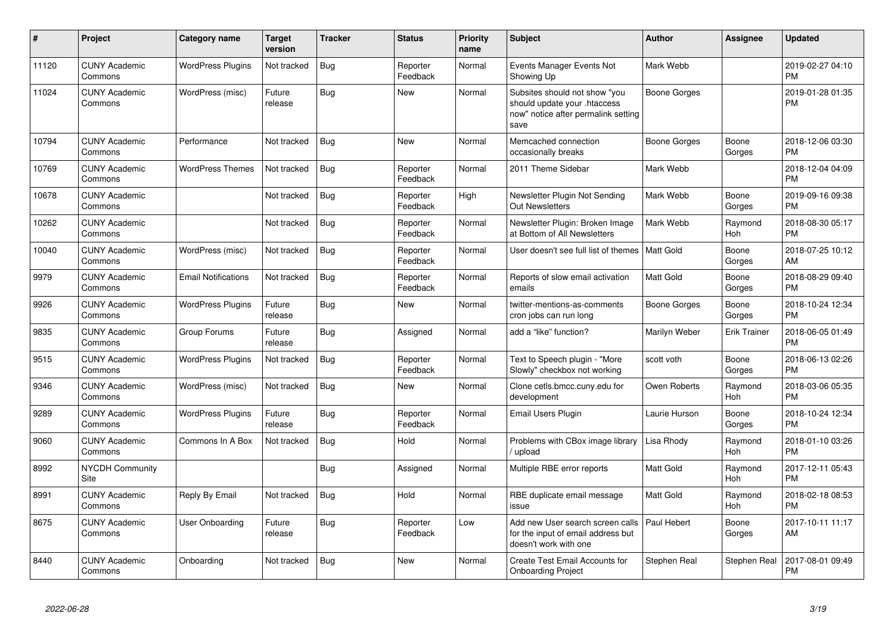| # | Project | Category name | Target version | Tracker | Status | Priority name | Subject | Author | Assignee | Updated |
|---|---|---|---|---|---|---|---|---|---|---|
| 11120 | CUNY Academic Commons | WordPress Plugins | Not tracked | Bug | Reporter Feedback | Normal | Events Manager Events Not Showing Up | Mark Webb | | 2019-02-27 04:10 PM |
| 11024 | CUNY Academic Commons | WordPress (misc) | Future release | Bug | New | Normal | Subsites should not show "you should update your .htaccess now" notice after permalink setting save | Boone Gorges | | 2019-01-28 01:35 PM |
| 10794 | CUNY Academic Commons | Performance | Not tracked | Bug | New | Normal | Memcached connection occasionally breaks | Boone Gorges | Boone Gorges | 2018-12-06 03:30 PM |
| 10769 | CUNY Academic Commons | WordPress Themes | Not tracked | Bug | Reporter Feedback | Normal | 2011 Theme Sidebar | Mark Webb | | 2018-12-04 04:09 PM |
| 10678 | CUNY Academic Commons | | Not tracked | Bug | Reporter Feedback | High | Newsletter Plugin Not Sending Out Newsletters | Mark Webb | Boone Gorges | 2019-09-16 09:38 PM |
| 10262 | CUNY Academic Commons | | Not tracked | Bug | Reporter Feedback | Normal | Newsletter Plugin: Broken Image at Bottom of All Newsletters | Mark Webb | Raymond Hoh | 2018-08-30 05:17 PM |
| 10040 | CUNY Academic Commons | WordPress (misc) | Not tracked | Bug | Reporter Feedback | Normal | User doesn't see full list of themes | Matt Gold | Boone Gorges | 2018-07-25 10:12 AM |
| 9979 | CUNY Academic Commons | Email Notifications | Not tracked | Bug | Reporter Feedback | Normal | Reports of slow email activation emails | Matt Gold | Boone Gorges | 2018-08-29 09:40 PM |
| 9926 | CUNY Academic Commons | WordPress Plugins | Future release | Bug | New | Normal | twitter-mentions-as-comments cron jobs can run long | Boone Gorges | Boone Gorges | 2018-10-24 12:34 PM |
| 9835 | CUNY Academic Commons | Group Forums | Future release | Bug | Assigned | Normal | add a "like" function? | Marilyn Weber | Erik Trainer | 2018-06-05 01:49 PM |
| 9515 | CUNY Academic Commons | WordPress Plugins | Not tracked | Bug | Reporter Feedback | Normal | Text to Speech plugin - "More Slowly" checkbox not working | scott voth | Boone Gorges | 2018-06-13 02:26 PM |
| 9346 | CUNY Academic Commons | WordPress (misc) | Not tracked | Bug | New | Normal | Clone cetls.bmcc.cuny.edu for development | Owen Roberts | Raymond Hoh | 2018-03-06 05:35 PM |
| 9289 | CUNY Academic Commons | WordPress Plugins | Future release | Bug | Reporter Feedback | Normal | Email Users Plugin | Laurie Hurson | Boone Gorges | 2018-10-24 12:34 PM |
| 9060 | CUNY Academic Commons | Commons In A Box | Not tracked | Bug | Hold | Normal | Problems with CBox image library / upload | Lisa Rhody | Raymond Hoh | 2018-01-10 03:26 PM |
| 8992 | NYCDH Community Site | | | Bug | Assigned | Normal | Multiple RBE error reports | Matt Gold | Raymond Hoh | 2017-12-11 05:43 PM |
| 8991 | CUNY Academic Commons | Reply By Email | Not tracked | Bug | Hold | Normal | RBE duplicate email message issue | Matt Gold | Raymond Hoh | 2018-02-18 08:53 PM |
| 8675 | CUNY Academic Commons | User Onboarding | Future release | Bug | Reporter Feedback | Low | Add new User search screen calls for the input of email address but doesn't work with one | Paul Hebert | Boone Gorges | 2017-10-11 11:17 AM |
| 8440 | CUNY Academic Commons | Onboarding | Not tracked | Bug | New | Normal | Create Test Email Accounts for Onboarding Project | Stephen Real | Stephen Real | 2017-08-01 09:49 PM |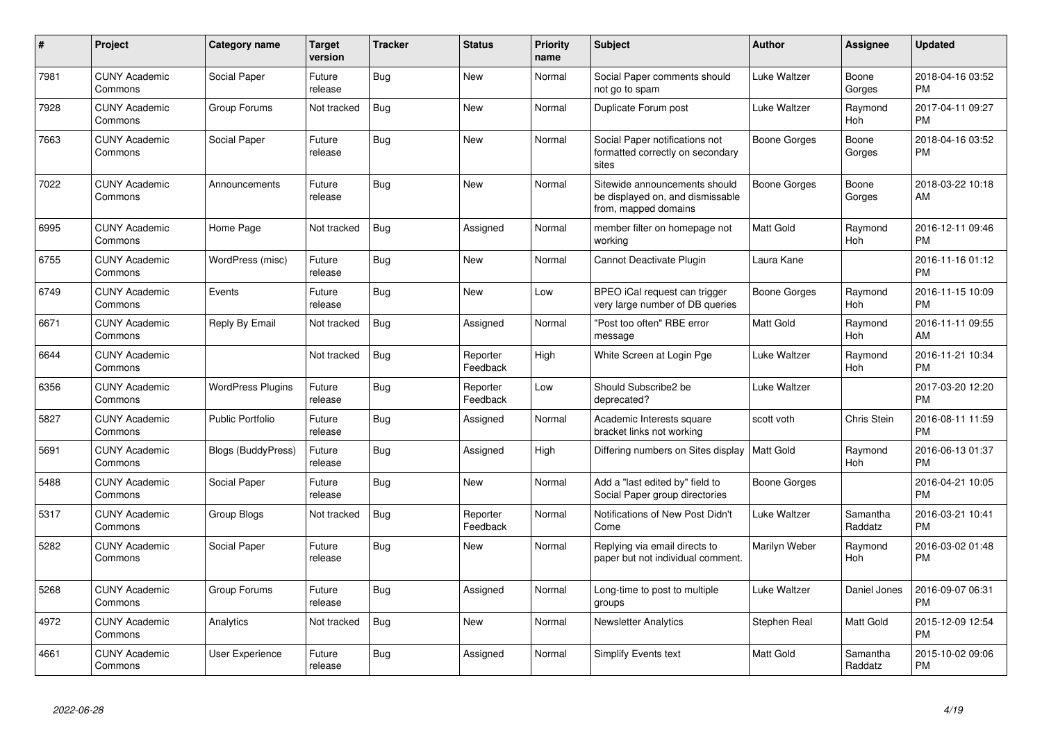| # | Project | Category name | Target version | Tracker | Status | Priority name | Subject | Author | Assignee | Updated |
|---|---|---|---|---|---|---|---|---|---|---|
| 7981 | CUNY Academic Commons | Social Paper | Future release | Bug | New | Normal | Social Paper comments should not go to spam | Luke Waltzer | Boone Gorges | 2018-04-16 03:52 PM |
| 7928 | CUNY Academic Commons | Group Forums | Not tracked | Bug | New | Normal | Duplicate Forum post | Luke Waltzer | Raymond Hoh | 2017-04-11 09:27 PM |
| 7663 | CUNY Academic Commons | Social Paper | Future release | Bug | New | Normal | Social Paper notifications not formatted correctly on secondary sites | Boone Gorges | Boone Gorges | 2018-04-16 03:52 PM |
| 7022 | CUNY Academic Commons | Announcements | Future release | Bug | New | Normal | Sitewide announcements should be displayed on, and dismissable from, mapped domains | Boone Gorges | Boone Gorges | 2018-03-22 10:18 AM |
| 6995 | CUNY Academic Commons | Home Page | Not tracked | Bug | Assigned | Normal | member filter on homepage not working | Matt Gold | Raymond Hoh | 2016-12-11 09:46 PM |
| 6755 | CUNY Academic Commons | WordPress (misc) | Future release | Bug | New | Normal | Cannot Deactivate Plugin | Laura Kane | | 2016-11-16 01:12 PM |
| 6749 | CUNY Academic Commons | Events | Future release | Bug | New | Low | BPEO iCal request can trigger very large number of DB queries | Boone Gorges | Raymond Hoh | 2016-11-15 10:09 PM |
| 6671 | CUNY Academic Commons | Reply By Email | Not tracked | Bug | Assigned | Normal | "Post too often" RBE error message | Matt Gold | Raymond Hoh | 2016-11-11 09:55 AM |
| 6644 | CUNY Academic Commons | | Not tracked | Bug | Reporter Feedback | High | White Screen at Login Pge | Luke Waltzer | Raymond Hoh | 2016-11-21 10:34 PM |
| 6356 | CUNY Academic Commons | WordPress Plugins | Future release | Bug | Reporter Feedback | Low | Should Subscribe2 be deprecated? | Luke Waltzer | | 2017-03-20 12:20 PM |
| 5827 | CUNY Academic Commons | Public Portfolio | Future release | Bug | Assigned | Normal | Academic Interests square bracket links not working | scott voth | Chris Stein | 2016-08-11 11:59 PM |
| 5691 | CUNY Academic Commons | Blogs (BuddyPress) | Future release | Bug | Assigned | High | Differing numbers on Sites display | Matt Gold | Raymond Hoh | 2016-06-13 01:37 PM |
| 5488 | CUNY Academic Commons | Social Paper | Future release | Bug | New | Normal | Add a "last edited by" field to Social Paper group directories | Boone Gorges | | 2016-04-21 10:05 PM |
| 5317 | CUNY Academic Commons | Group Blogs | Not tracked | Bug | Reporter Feedback | Normal | Notifications of New Post Didn't Come | Luke Waltzer | Samantha Raddatz | 2016-03-21 10:41 PM |
| 5282 | CUNY Academic Commons | Social Paper | Future release | Bug | New | Normal | Replying via email directs to paper but not individual comment. | Marilyn Weber | Raymond Hoh | 2016-03-02 01:48 PM |
| 5268 | CUNY Academic Commons | Group Forums | Future release | Bug | Assigned | Normal | Long-time to post to multiple groups | Luke Waltzer | Daniel Jones | 2016-09-07 06:31 PM |
| 4972 | CUNY Academic Commons | Analytics | Not tracked | Bug | New | Normal | Newsletter Analytics | Stephen Real | Matt Gold | 2015-12-09 12:54 PM |
| 4661 | CUNY Academic Commons | User Experience | Future release | Bug | Assigned | Normal | Simplify Events text | Matt Gold | Samantha Raddatz | 2015-10-02 09:06 PM |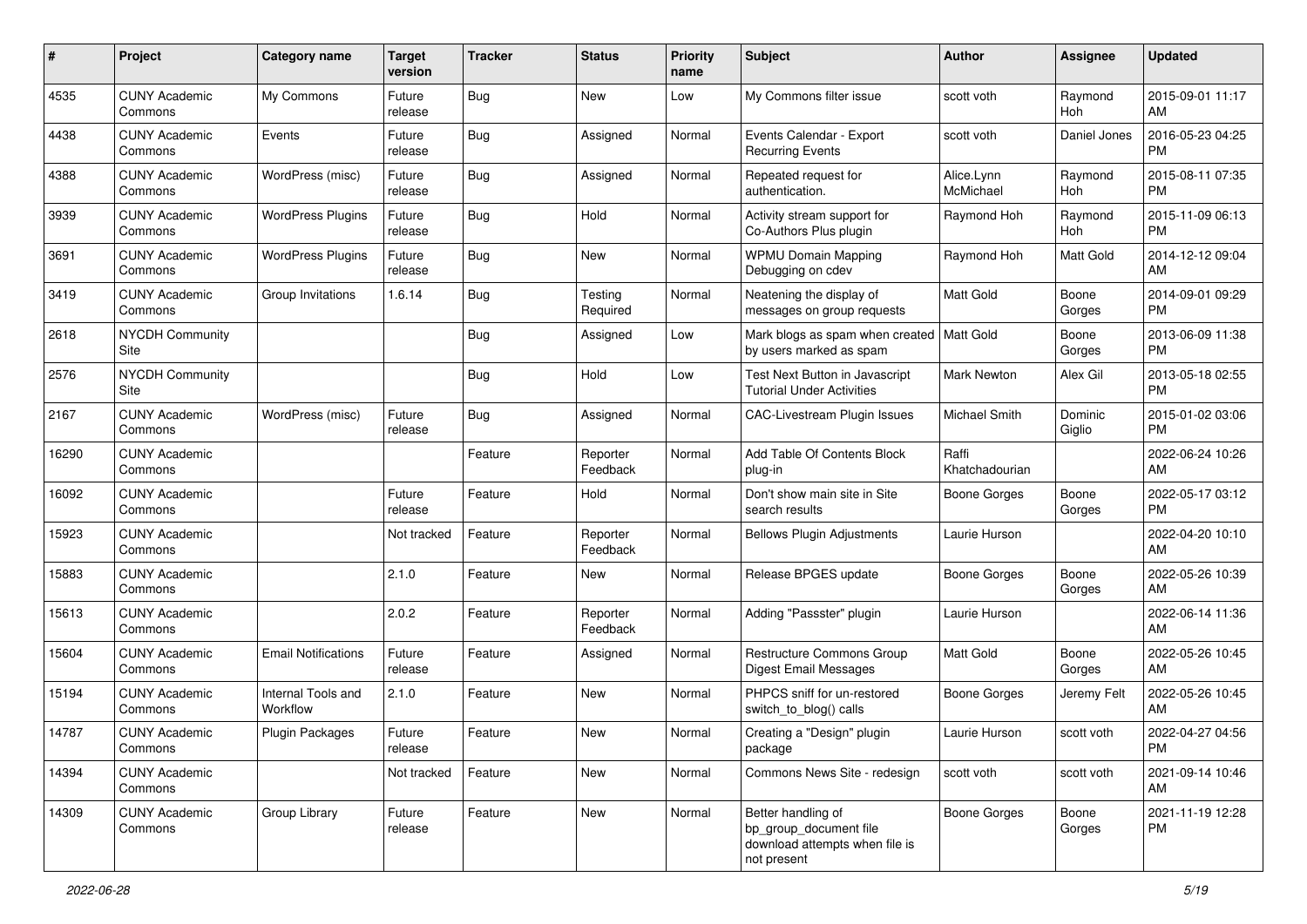| # | Project | Category name | Target version | Tracker | Status | Priority name | Subject | Author | Assignee | Updated |
|---|---|---|---|---|---|---|---|---|---|---|
| 4535 | CUNY Academic Commons | My Commons | Future release | Bug | New | Low | My Commons filter issue | scott voth | Raymond Hoh | 2015-09-01 11:17 AM |
| 4438 | CUNY Academic Commons | Events | Future release | Bug | Assigned | Normal | Events Calendar - Export Recurring Events | scott voth | Daniel Jones | 2016-05-23 04:25 PM |
| 4388 | CUNY Academic Commons | WordPress (misc) | Future release | Bug | Assigned | Normal | Repeated request for authentication. | Alice.Lynn McMichael | Raymond Hoh | 2015-08-11 07:35 PM |
| 3939 | CUNY Academic Commons | WordPress Plugins | Future release | Bug | Hold | Normal | Activity stream support for Co-Authors Plus plugin | Raymond Hoh | Raymond Hoh | 2015-11-09 06:13 PM |
| 3691 | CUNY Academic Commons | WordPress Plugins | Future release | Bug | New | Normal | WPMU Domain Mapping Debugging on cdev | Raymond Hoh | Matt Gold | 2014-12-12 09:04 AM |
| 3419 | CUNY Academic Commons | Group Invitations | 1.6.14 | Bug | Testing Required | Normal | Neatening the display of messages on group requests | Matt Gold | Boone Gorges | 2014-09-01 09:29 PM |
| 2618 | NYCDH Community Site | | | Bug | Assigned | Low | Mark blogs as spam when created by users marked as spam | Matt Gold | Boone Gorges | 2013-06-09 11:38 PM |
| 2576 | NYCDH Community Site | | | Bug | Hold | Low | Test Next Button in Javascript Tutorial Under Activities | Mark Newton | Alex Gil | 2013-05-18 02:55 PM |
| 2167 | CUNY Academic Commons | WordPress (misc) | Future release | Bug | Assigned | Normal | CAC-Livestream Plugin Issues | Michael Smith | Dominic Giglio | 2015-01-02 03:06 PM |
| 16290 | CUNY Academic Commons | | | Feature | Reporter Feedback | Normal | Add Table Of Contents Block plug-in | Raffi Khatchadourian | | 2022-06-24 10:26 AM |
| 16092 | CUNY Academic Commons | | Future release | Feature | Hold | Normal | Don't show main site in Site search results | Boone Gorges | Boone Gorges | 2022-05-17 03:12 PM |
| 15923 | CUNY Academic Commons | | Not tracked | Feature | Reporter Feedback | Normal | Bellows Plugin Adjustments | Laurie Hurson | | 2022-04-20 10:10 AM |
| 15883 | CUNY Academic Commons | | 2.1.0 | Feature | New | Normal | Release BPGES update | Boone Gorges | Boone Gorges | 2022-05-26 10:39 AM |
| 15613 | CUNY Academic Commons | | 2.0.2 | Feature | Reporter Feedback | Normal | Adding "Passster" plugin | Laurie Hurson | | 2022-06-14 11:36 AM |
| 15604 | CUNY Academic Commons | Email Notifications | Future release | Feature | Assigned | Normal | Restructure Commons Group Digest Email Messages | Matt Gold | Boone Gorges | 2022-05-26 10:45 AM |
| 15194 | CUNY Academic Commons | Internal Tools and Workflow | 2.1.0 | Feature | New | Normal | PHPCS sniff for un-restored switch_to_blog() calls | Boone Gorges | Jeremy Felt | 2022-05-26 10:45 AM |
| 14787 | CUNY Academic Commons | Plugin Packages | Future release | Feature | New | Normal | Creating a "Design" plugin package | Laurie Hurson | scott voth | 2022-04-27 04:56 PM |
| 14394 | CUNY Academic Commons | | Not tracked | Feature | New | Normal | Commons News Site - redesign | scott voth | scott voth | 2021-09-14 10:46 AM |
| 14309 | CUNY Academic Commons | Group Library | Future release | Feature | New | Normal | Better handling of bp_group_document file download attempts when file is not present | Boone Gorges | Boone Gorges | 2021-11-19 12:28 PM |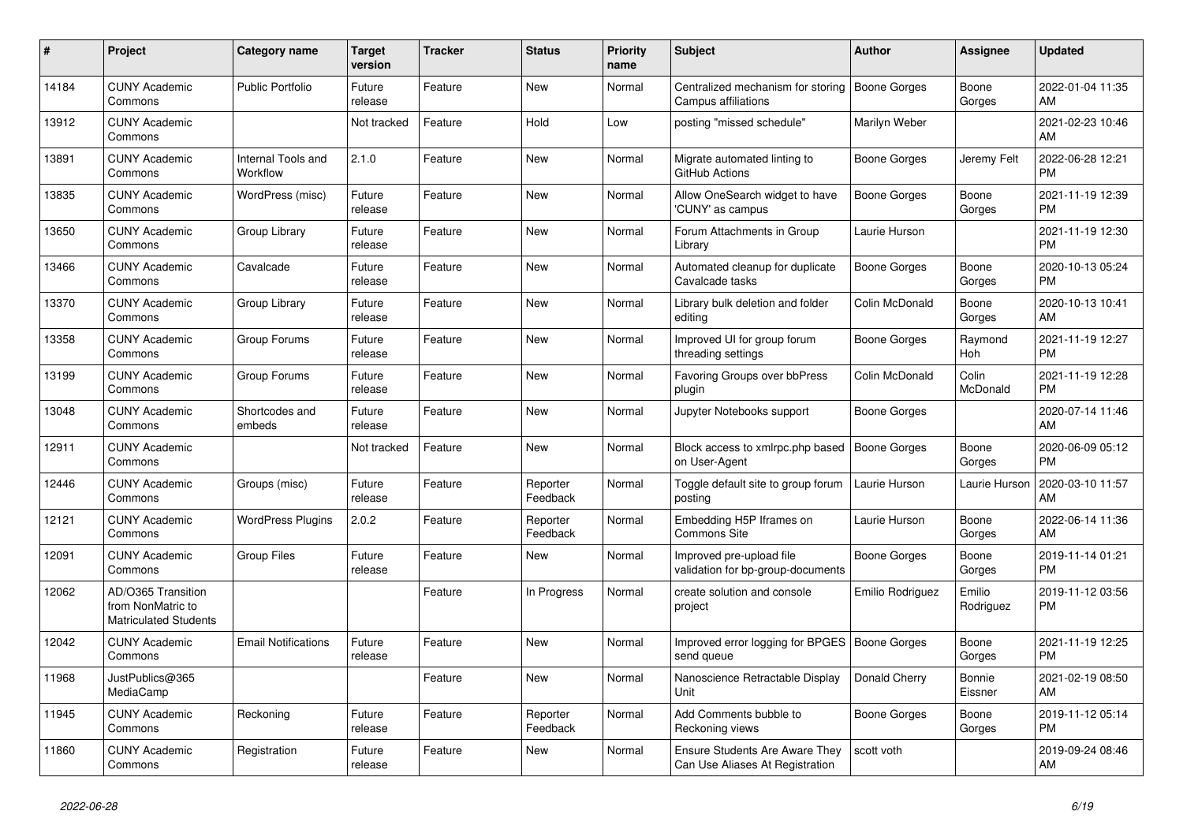| # | Project | Category name | Target version | Tracker | Status | Priority name | Subject | Author | Assignee | Updated |
|---|---|---|---|---|---|---|---|---|---|---|
| 14184 | CUNY Academic Commons | Public Portfolio | Future release | Feature | New | Normal | Centralized mechanism for storing Campus affiliations | Boone Gorges | Boone Gorges | 2022-01-04 11:35 AM |
| 13912 | CUNY Academic Commons | | Not tracked | Feature | Hold | Low | posting "missed schedule" | Marilyn Weber | | 2021-02-23 10:46 AM |
| 13891 | CUNY Academic Commons | Internal Tools and Workflow | 2.1.0 | Feature | New | Normal | Migrate automated linting to GitHub Actions | Boone Gorges | Jeremy Felt | 2022-06-28 12:21 PM |
| 13835 | CUNY Academic Commons | WordPress (misc) | Future release | Feature | New | Normal | Allow OneSearch widget to have 'CUNY' as campus | Boone Gorges | Boone Gorges | 2021-11-19 12:39 PM |
| 13650 | CUNY Academic Commons | Group Library | Future release | Feature | New | Normal | Forum Attachments in Group Library | Laurie Hurson | | 2021-11-19 12:30 PM |
| 13466 | CUNY Academic Commons | Cavalcade | Future release | Feature | New | Normal | Automated cleanup for duplicate Cavalcade tasks | Boone Gorges | Boone Gorges | 2020-10-13 05:24 PM |
| 13370 | CUNY Academic Commons | Group Library | Future release | Feature | New | Normal | Library bulk deletion and folder editing | Colin McDonald | Boone Gorges | 2020-10-13 10:41 AM |
| 13358 | CUNY Academic Commons | Group Forums | Future release | Feature | New | Normal | Improved UI for group forum threading settings | Boone Gorges | Raymond Hoh | 2021-11-19 12:27 PM |
| 13199 | CUNY Academic Commons | Group Forums | Future release | Feature | New | Normal | Favoring Groups over bbPress plugin | Colin McDonald | Colin McDonald | 2021-11-19 12:28 PM |
| 13048 | CUNY Academic Commons | Shortcodes and embeds | Future release | Feature | New | Normal | Jupyter Notebooks support | Boone Gorges | | 2020-07-14 11:46 AM |
| 12911 | CUNY Academic Commons | | Not tracked | Feature | New | Normal | Block access to xmlrpc.php based on User-Agent | Boone Gorges | Boone Gorges | 2020-06-09 05:12 PM |
| 12446 | CUNY Academic Commons | Groups (misc) | Future release | Feature | Reporter Feedback | Normal | Toggle default site to group forum posting | Laurie Hurson | Laurie Hurson | 2020-03-10 11:57 AM |
| 12121 | CUNY Academic Commons | WordPress Plugins | 2.0.2 | Feature | Reporter Feedback | Normal | Embedding H5P Iframes on Commons Site | Laurie Hurson | Boone Gorges | 2022-06-14 11:36 AM |
| 12091 | CUNY Academic Commons | Group Files | Future release | Feature | New | Normal | Improved pre-upload file validation for bp-group-documents | Boone Gorges | Boone Gorges | 2019-11-14 01:21 PM |
| 12062 | AD/O365 Transition from NonMatric to Matriculated Students | | | Feature | In Progress | Normal | create solution and console project | Emilio Rodriguez | Emilio Rodriguez | 2019-11-12 03:56 PM |
| 12042 | CUNY Academic Commons | Email Notifications | Future release | Feature | New | Normal | Improved error logging for BPGES send queue | Boone Gorges | Boone Gorges | 2021-11-19 12:25 PM |
| 11968 | JustPublics@365 MediaCamp | | | Feature | New | Normal | Nanoscience Retractable Display Unit | Donald Cherry | Bonnie Eissner | 2021-02-19 08:50 AM |
| 11945 | CUNY Academic Commons | Reckoning | Future release | Feature | Reporter Feedback | Normal | Add Comments bubble to Reckoning views | Boone Gorges | Boone Gorges | 2019-11-12 05:14 PM |
| 11860 | CUNY Academic Commons | Registration | Future release | Feature | New | Normal | Ensure Students Are Aware They Can Use Aliases At Registration | scott voth | | 2019-09-24 08:46 AM |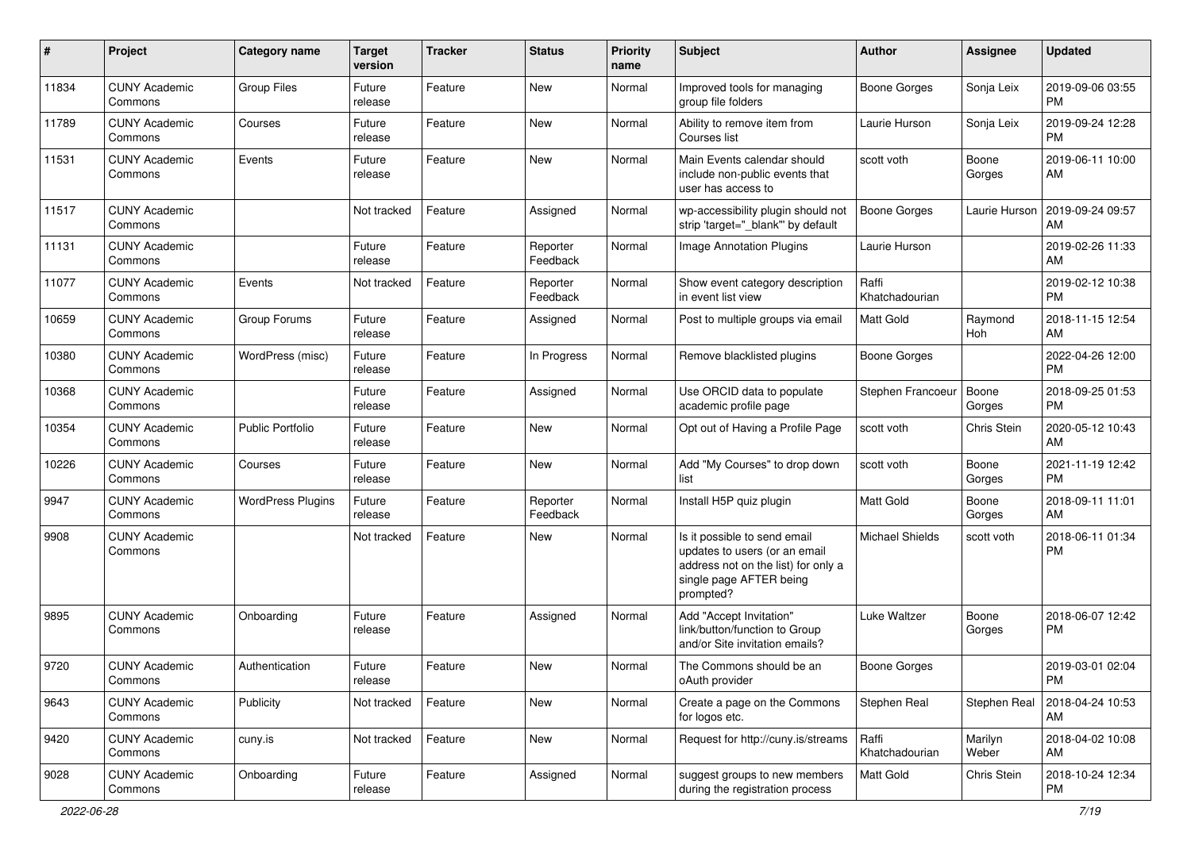| # | Project | Category name | Target version | Tracker | Status | Priority name | Subject | Author | Assignee | Updated |
|---|---|---|---|---|---|---|---|---|---|---|
| 11834 | CUNY Academic Commons | Group Files | Future release | Feature | New | Normal | Improved tools for managing group file folders | Boone Gorges | Sonja Leix | 2019-09-06 03:55 PM |
| 11789 | CUNY Academic Commons | Courses | Future release | Feature | New | Normal | Ability to remove item from Courses list | Laurie Hurson | Sonja Leix | 2019-09-24 12:28 PM |
| 11531 | CUNY Academic Commons | Events | Future release | Feature | New | Normal | Main Events calendar should include non-public events that user has access to | scott voth | Boone Gorges | 2019-06-11 10:00 AM |
| 11517 | CUNY Academic Commons | | Not tracked | Feature | Assigned | Normal | wp-accessibility plugin should not strip 'target="_blank"' by default | Boone Gorges | Laurie Hurson | 2019-09-24 09:57 AM |
| 11131 | CUNY Academic Commons | | Future release | Feature | Reporter Feedback | Normal | Image Annotation Plugins | Laurie Hurson | | 2019-02-26 11:33 AM |
| 11077 | CUNY Academic Commons | Events | Not tracked | Feature | Reporter Feedback | Normal | Show event category description in event list view | Raffi Khatchadourian | | 2019-02-12 10:38 PM |
| 10659 | CUNY Academic Commons | Group Forums | Future release | Feature | Assigned | Normal | Post to multiple groups via email | Matt Gold | Raymond Hoh | 2018-11-15 12:54 AM |
| 10380 | CUNY Academic Commons | WordPress (misc) | Future release | Feature | In Progress | Normal | Remove blacklisted plugins | Boone Gorges | | 2022-04-26 12:00 PM |
| 10368 | CUNY Academic Commons | | Future release | Feature | Assigned | Normal | Use ORCID data to populate academic profile page | Stephen Francoeur | Boone Gorges | 2018-09-25 01:53 PM |
| 10354 | CUNY Academic Commons | Public Portfolio | Future release | Feature | New | Normal | Opt out of Having a Profile Page | scott voth | Chris Stein | 2020-05-12 10:43 AM |
| 10226 | CUNY Academic Commons | Courses | Future release | Feature | New | Normal | Add "My Courses" to drop down list | scott voth | Boone Gorges | 2021-11-19 12:42 PM |
| 9947 | CUNY Academic Commons | WordPress Plugins | Future release | Feature | Reporter Feedback | Normal | Install H5P quiz plugin | Matt Gold | Boone Gorges | 2018-09-11 11:01 AM |
| 9908 | CUNY Academic Commons | | Not tracked | Feature | New | Normal | Is it possible to send email updates to users (or an email address not on the list) for only a single page AFTER being prompted? | Michael Shields | scott voth | 2018-06-11 01:34 PM |
| 9895 | CUNY Academic Commons | Onboarding | Future release | Feature | Assigned | Normal | Add "Accept Invitation" link/button/function to Group and/or Site invitation emails? | Luke Waltzer | Boone Gorges | 2018-06-07 12:42 PM |
| 9720 | CUNY Academic Commons | Authentication | Future release | Feature | New | Normal | The Commons should be an oAuth provider | Boone Gorges | | 2019-03-01 02:04 PM |
| 9643 | CUNY Academic Commons | Publicity | Not tracked | Feature | New | Normal | Create a page on the Commons for logos etc. | Stephen Real | Stephen Real | 2018-04-24 10:53 AM |
| 9420 | CUNY Academic Commons | cuny.is | Not tracked | Feature | New | Normal | Request for http://cuny.is/streams | Raffi Khatchadourian | Marilyn Weber | 2018-04-02 10:08 AM |
| 9028 | CUNY Academic Commons | Onboarding | Future release | Feature | Assigned | Normal | suggest groups to new members during the registration process | Matt Gold | Chris Stein | 2018-10-24 12:34 PM |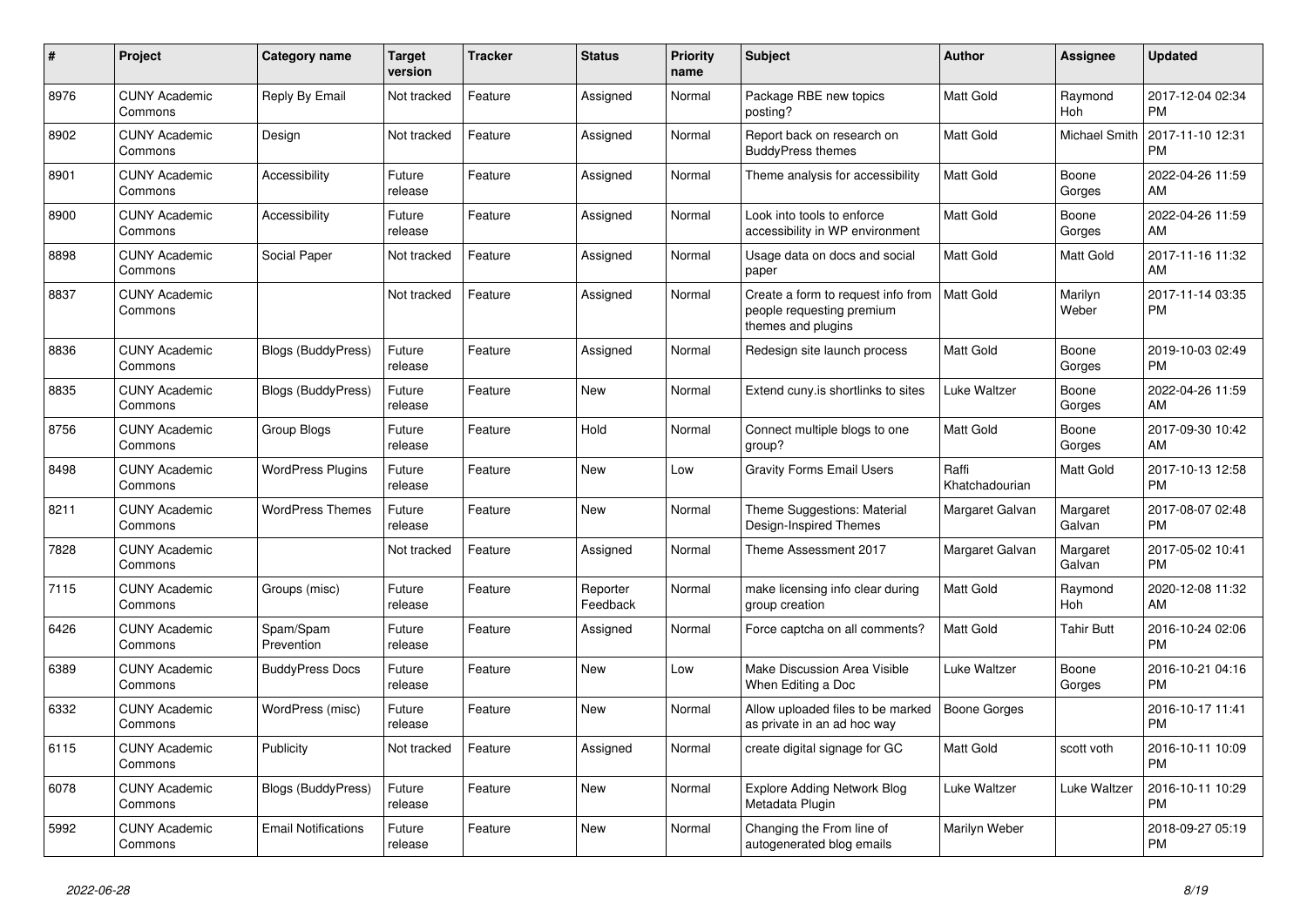| # | Project | Category name | Target version | Tracker | Status | Priority name | Subject | Author | Assignee | Updated |
|---|---|---|---|---|---|---|---|---|---|---|
| 8976 | CUNY Academic Commons | Reply By Email | Not tracked | Feature | Assigned | Normal | Package RBE new topics posting? | Matt Gold | Raymond Hoh | 2017-12-04 02:34 PM |
| 8902 | CUNY Academic Commons | Design | Not tracked | Feature | Assigned | Normal | Report back on research on BuddyPress themes | Matt Gold | Michael Smith | 2017-11-10 12:31 PM |
| 8901 | CUNY Academic Commons | Accessibility | Future release | Feature | Assigned | Normal | Theme analysis for accessibility | Matt Gold | Boone Gorges | 2022-04-26 11:59 AM |
| 8900 | CUNY Academic Commons | Accessibility | Future release | Feature | Assigned | Normal | Look into tools to enforce accessibility in WP environment | Matt Gold | Boone Gorges | 2022-04-26 11:59 AM |
| 8898 | CUNY Academic Commons | Social Paper | Not tracked | Feature | Assigned | Normal | Usage data on docs and social paper | Matt Gold | Matt Gold | 2017-11-16 11:32 AM |
| 8837 | CUNY Academic Commons | | Not tracked | Feature | Assigned | Normal | Create a form to request info from people requesting premium themes and plugins | Matt Gold | Marilyn Weber | 2017-11-14 03:35 PM |
| 8836 | CUNY Academic Commons | Blogs (BuddyPress) | Future release | Feature | Assigned | Normal | Redesign site launch process | Matt Gold | Boone Gorges | 2019-10-03 02:49 PM |
| 8835 | CUNY Academic Commons | Blogs (BuddyPress) | Future release | Feature | New | Normal | Extend cuny.is shortlinks to sites | Luke Waltzer | Boone Gorges | 2022-04-26 11:59 AM |
| 8756 | CUNY Academic Commons | Group Blogs | Future release | Feature | Hold | Normal | Connect multiple blogs to one group? | Matt Gold | Boone Gorges | 2017-09-30 10:42 AM |
| 8498 | CUNY Academic Commons | WordPress Plugins | Future release | Feature | New | Low | Gravity Forms Email Users | Raffi Khatchadourian | Matt Gold | 2017-10-13 12:58 PM |
| 8211 | CUNY Academic Commons | WordPress Themes | Future release | Feature | New | Normal | Theme Suggestions: Material Design-Inspired Themes | Margaret Galvan | Margaret Galvan | 2017-08-07 02:48 PM |
| 7828 | CUNY Academic Commons | | Not tracked | Feature | Assigned | Normal | Theme Assessment 2017 | Margaret Galvan | Margaret Galvan | 2017-05-02 10:41 PM |
| 7115 | CUNY Academic Commons | Groups (misc) | Future release | Feature | Reporter Feedback | Normal | make licensing info clear during group creation | Matt Gold | Raymond Hoh | 2020-12-08 11:32 AM |
| 6426 | CUNY Academic Commons | Spam/Spam Prevention | Future release | Feature | Assigned | Normal | Force captcha on all comments? | Matt Gold | Tahir Butt | 2016-10-24 02:06 PM |
| 6389 | CUNY Academic Commons | BuddyPress Docs | Future release | Feature | New | Low | Make Discussion Area Visible When Editing a Doc | Luke Waltzer | Boone Gorges | 2016-10-21 04:16 PM |
| 6332 | CUNY Academic Commons | WordPress (misc) | Future release | Feature | New | Normal | Allow uploaded files to be marked as private in an ad hoc way | Boone Gorges | | 2016-10-17 11:41 PM |
| 6115 | CUNY Academic Commons | Publicity | Not tracked | Feature | Assigned | Normal | create digital signage for GC | Matt Gold | scott voth | 2016-10-11 10:09 PM |
| 6078 | CUNY Academic Commons | Blogs (BuddyPress) | Future release | Feature | New | Normal | Explore Adding Network Blog Metadata Plugin | Luke Waltzer | Luke Waltzer | 2016-10-11 10:29 PM |
| 5992 | CUNY Academic Commons | Email Notifications | Future release | Feature | New | Normal | Changing the From line of autogenerated blog emails | Marilyn Weber | | 2018-09-27 05:19 PM |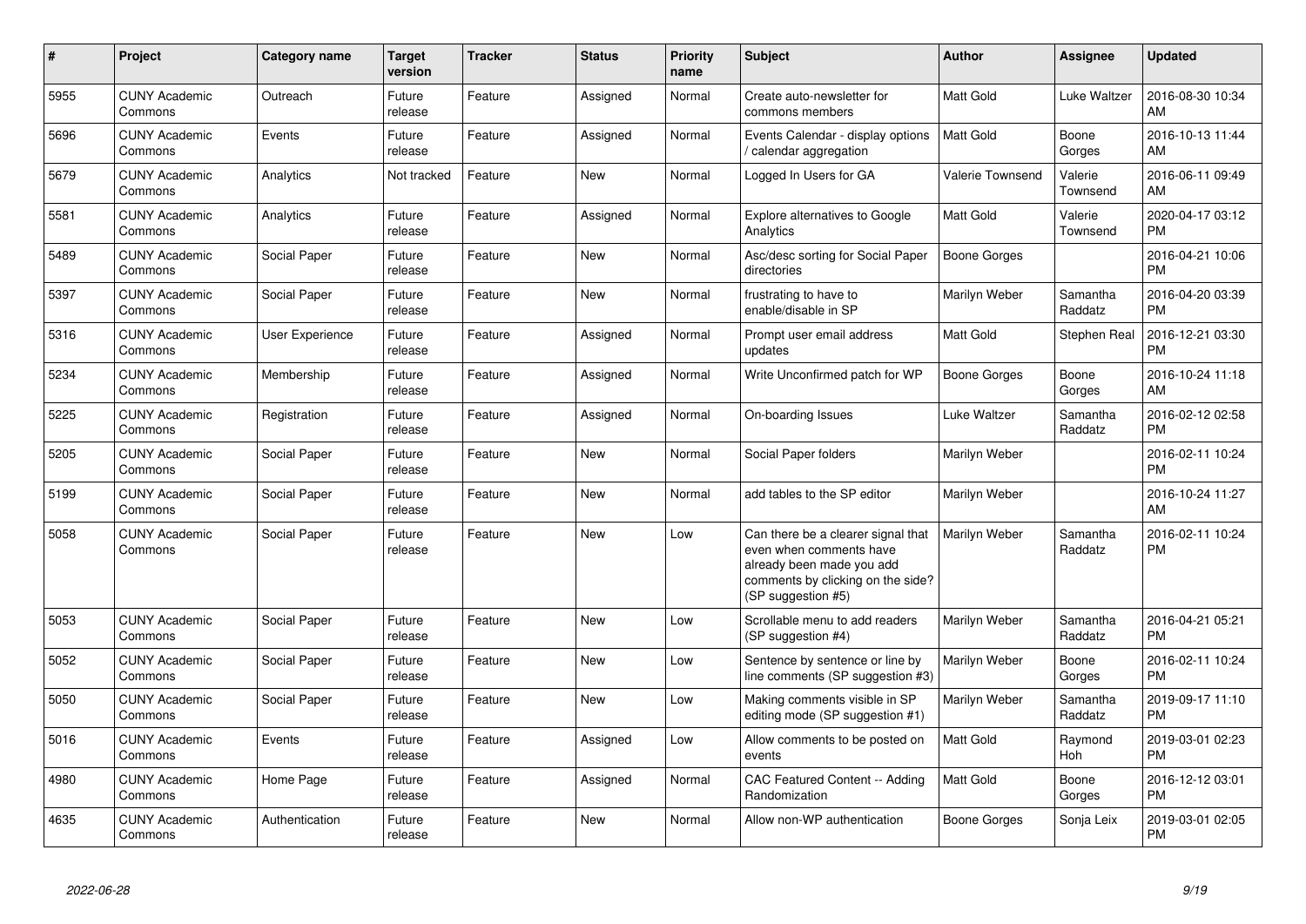| # | Project | Category name | Target version | Tracker | Status | Priority name | Subject | Author | Assignee | Updated |
|---|---|---|---|---|---|---|---|---|---|---|
| 5955 | CUNY Academic Commons | Outreach | Future release | Feature | Assigned | Normal | Create auto-newsletter for commons members | Matt Gold | Luke Waltzer | 2016-08-30 10:34 AM |
| 5696 | CUNY Academic Commons | Events | Future release | Feature | Assigned | Normal | Events Calendar - display options / calendar aggregation | Matt Gold | Boone Gorges | 2016-10-13 11:44 AM |
| 5679 | CUNY Academic Commons | Analytics | Not tracked | Feature | New | Normal | Logged In Users for GA | Valerie Townsend | Valerie Townsend | 2016-06-11 09:49 AM |
| 5581 | CUNY Academic Commons | Analytics | Future release | Feature | Assigned | Normal | Explore alternatives to Google Analytics | Matt Gold | Valerie Townsend | 2020-04-17 03:12 PM |
| 5489 | CUNY Academic Commons | Social Paper | Future release | Feature | New | Normal | Asc/desc sorting for Social Paper directories | Boone Gorges | | 2016-04-21 10:06 PM |
| 5397 | CUNY Academic Commons | Social Paper | Future release | Feature | New | Normal | frustrating to have to enable/disable in SP | Marilyn Weber | Samantha Raddatz | 2016-04-20 03:39 PM |
| 5316 | CUNY Academic Commons | User Experience | Future release | Feature | Assigned | Normal | Prompt user email address updates | Matt Gold | Stephen Real | 2016-12-21 03:30 PM |
| 5234 | CUNY Academic Commons | Membership | Future release | Feature | Assigned | Normal | Write Unconfirmed patch for WP | Boone Gorges | Boone Gorges | 2016-10-24 11:18 AM |
| 5225 | CUNY Academic Commons | Registration | Future release | Feature | Assigned | Normal | On-boarding Issues | Luke Waltzer | Samantha Raddatz | 2016-02-12 02:58 PM |
| 5205 | CUNY Academic Commons | Social Paper | Future release | Feature | New | Normal | Social Paper folders | Marilyn Weber | | 2016-02-11 10:24 PM |
| 5199 | CUNY Academic Commons | Social Paper | Future release | Feature | New | Normal | add tables to the SP editor | Marilyn Weber | | 2016-10-24 11:27 AM |
| 5058 | CUNY Academic Commons | Social Paper | Future release | Feature | New | Low | Can there be a clearer signal that even when comments have already been made you add comments by clicking on the side? (SP suggestion #5) | Marilyn Weber | Samantha Raddatz | 2016-02-11 10:24 PM |
| 5053 | CUNY Academic Commons | Social Paper | Future release | Feature | New | Low | Scrollable menu to add readers (SP suggestion #4) | Marilyn Weber | Samantha Raddatz | 2016-04-21 05:21 PM |
| 5052 | CUNY Academic Commons | Social Paper | Future release | Feature | New | Low | Sentence by sentence or line by line comments (SP suggestion #3) | Marilyn Weber | Boone Gorges | 2016-02-11 10:24 PM |
| 5050 | CUNY Academic Commons | Social Paper | Future release | Feature | New | Low | Making comments visible in SP editing mode (SP suggestion #1) | Marilyn Weber | Samantha Raddatz | 2019-09-17 11:10 PM |
| 5016 | CUNY Academic Commons | Events | Future release | Feature | Assigned | Low | Allow comments to be posted on events | Matt Gold | Raymond Hoh | 2019-03-01 02:23 PM |
| 4980 | CUNY Academic Commons | Home Page | Future release | Feature | Assigned | Normal | CAC Featured Content -- Adding Randomization | Matt Gold | Boone Gorges | 2016-12-12 03:01 PM |
| 4635 | CUNY Academic Commons | Authentication | Future release | Feature | New | Normal | Allow non-WP authentication | Boone Gorges | Sonja Leix | 2019-03-01 02:05 PM |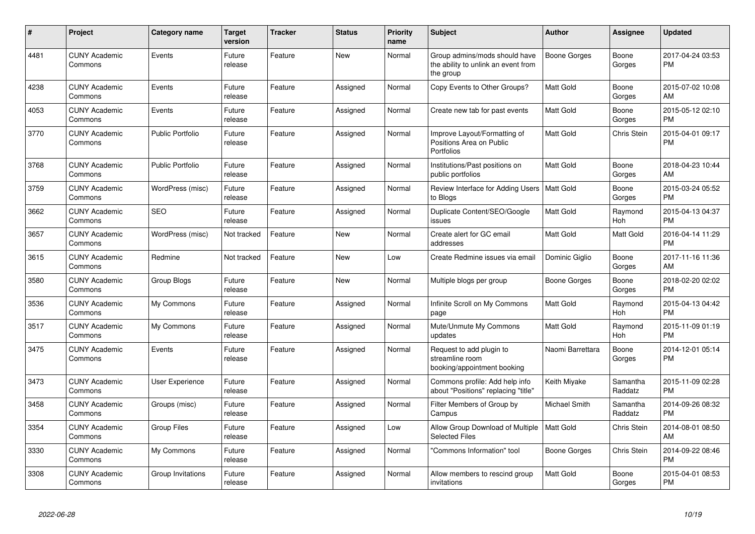| # | Project | Category name | Target version | Tracker | Status | Priority name | Subject | Author | Assignee | Updated |
|---|---|---|---|---|---|---|---|---|---|---|
| 4481 | CUNY Academic Commons | Events | Future release | Feature | New | Normal | Group admins/mods should have the ability to unlink an event from the group | Boone Gorges | Boone Gorges | 2017-04-24 03:53 PM |
| 4238 | CUNY Academic Commons | Events | Future release | Feature | Assigned | Normal | Copy Events to Other Groups? | Matt Gold | Boone Gorges | 2015-07-02 10:08 AM |
| 4053 | CUNY Academic Commons | Events | Future release | Feature | Assigned | Normal | Create new tab for past events | Matt Gold | Boone Gorges | 2015-05-12 02:10 PM |
| 3770 | CUNY Academic Commons | Public Portfolio | Future release | Feature | Assigned | Normal | Improve Layout/Formatting of Positions Area on Public Portfolios | Matt Gold | Chris Stein | 2015-04-01 09:17 PM |
| 3768 | CUNY Academic Commons | Public Portfolio | Future release | Feature | Assigned | Normal | Institutions/Past positions on public portfolios | Matt Gold | Boone Gorges | 2018-04-23 10:44 AM |
| 3759 | CUNY Academic Commons | WordPress (misc) | Future release | Feature | Assigned | Normal | Review Interface for Adding Users to Blogs | Matt Gold | Boone Gorges | 2015-03-24 05:52 PM |
| 3662 | CUNY Academic Commons | SEO | Future release | Feature | Assigned | Normal | Duplicate Content/SEO/Google issues | Matt Gold | Raymond Hoh | 2015-04-13 04:37 PM |
| 3657 | CUNY Academic Commons | WordPress (misc) | Not tracked | Feature | New | Normal | Create alert for GC email addresses | Matt Gold | Matt Gold | 2016-04-14 11:29 PM |
| 3615 | CUNY Academic Commons | Redmine | Not tracked | Feature | New | Low | Create Redmine issues via email | Dominic Giglio | Boone Gorges | 2017-11-16 11:36 AM |
| 3580 | CUNY Academic Commons | Group Blogs | Future release | Feature | New | Normal | Multiple blogs per group | Boone Gorges | Boone Gorges | 2018-02-20 02:02 PM |
| 3536 | CUNY Academic Commons | My Commons | Future release | Feature | Assigned | Normal | Infinite Scroll on My Commons page | Matt Gold | Raymond Hoh | 2015-04-13 04:42 PM |
| 3517 | CUNY Academic Commons | My Commons | Future release | Feature | Assigned | Normal | Mute/Unmute My Commons updates | Matt Gold | Raymond Hoh | 2015-11-09 01:19 PM |
| 3475 | CUNY Academic Commons | Events | Future release | Feature | Assigned | Normal | Request to add plugin to streamline room booking/appointment booking | Naomi Barrettara | Boone Gorges | 2014-12-01 05:14 PM |
| 3473 | CUNY Academic Commons | User Experience | Future release | Feature | Assigned | Normal | Commons profile: Add help info about "Positions" replacing "title" | Keith Miyake | Samantha Raddatz | 2015-11-09 02:28 PM |
| 3458 | CUNY Academic Commons | Groups (misc) | Future release | Feature | Assigned | Normal | Filter Members of Group by Campus | Michael Smith | Samantha Raddatz | 2014-09-26 08:32 PM |
| 3354 | CUNY Academic Commons | Group Files | Future release | Feature | Assigned | Low | Allow Group Download of Multiple Selected Files | Matt Gold | Chris Stein | 2014-08-01 08:50 AM |
| 3330 | CUNY Academic Commons | My Commons | Future release | Feature | Assigned | Normal | "Commons Information" tool | Boone Gorges | Chris Stein | 2014-09-22 08:46 PM |
| 3308 | CUNY Academic Commons | Group Invitations | Future release | Feature | Assigned | Normal | Allow members to rescind group invitations | Matt Gold | Boone Gorges | 2015-04-01 08:53 PM |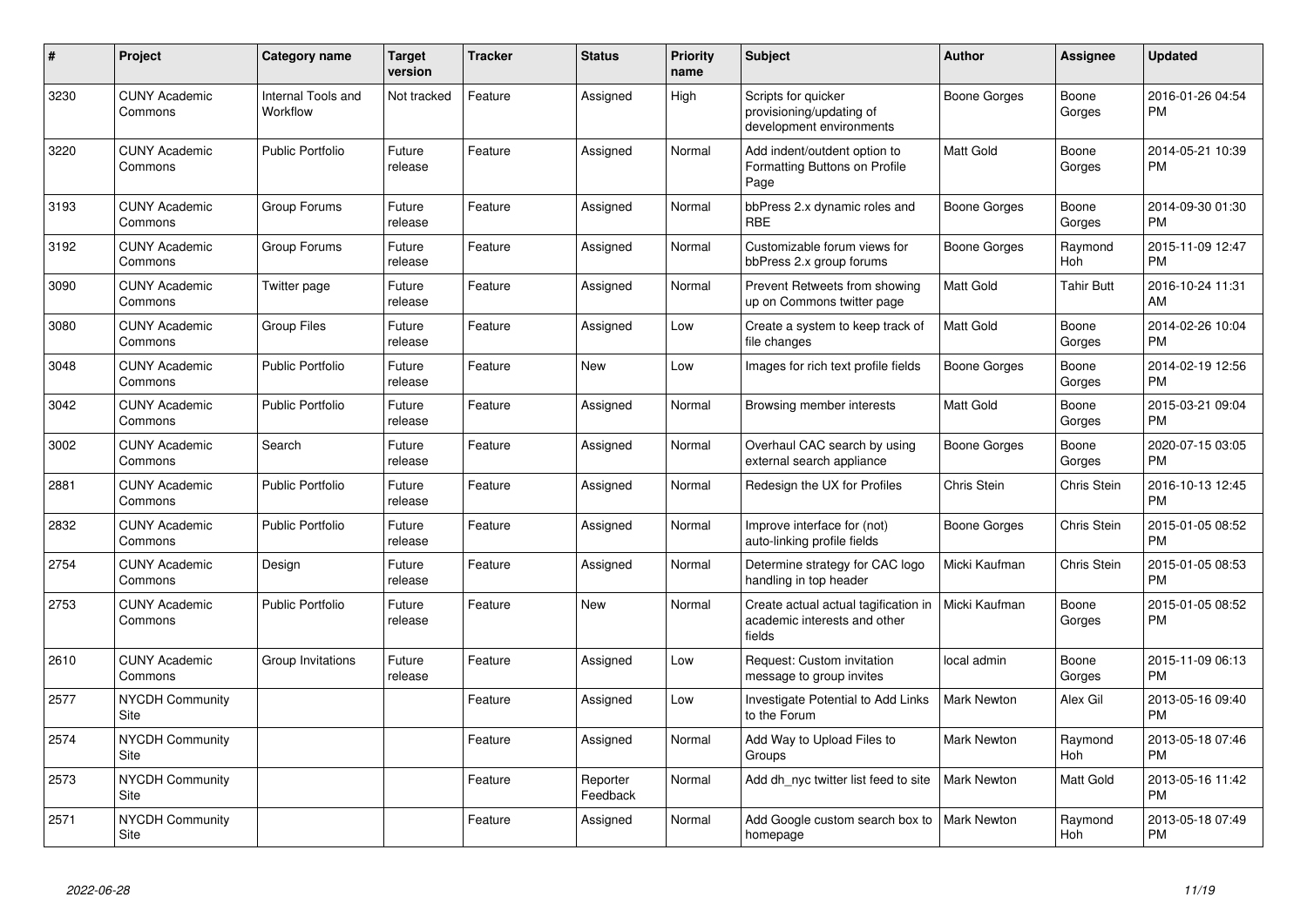| # | Project | Category name | Target version | Tracker | Status | Priority name | Subject | Author | Assignee | Updated |
|---|---|---|---|---|---|---|---|---|---|---|
| 3230 | CUNY Academic Commons | Internal Tools and Workflow | Not tracked | Feature | Assigned | High | Scripts for quicker provisioning/updating of development environments | Boone Gorges | Boone Gorges | 2016-01-26 04:54 PM |
| 3220 | CUNY Academic Commons | Public Portfolio | Future release | Feature | Assigned | Normal | Add indent/outdent option to Formatting Buttons on Profile Page | Matt Gold | Boone Gorges | 2014-05-21 10:39 PM |
| 3193 | CUNY Academic Commons | Group Forums | Future release | Feature | Assigned | Normal | bbPress 2.x dynamic roles and RBE | Boone Gorges | Boone Gorges | 2014-09-30 01:30 PM |
| 3192 | CUNY Academic Commons | Group Forums | Future release | Feature | Assigned | Normal | Customizable forum views for bbPress 2.x group forums | Boone Gorges | Raymond Hoh | 2015-11-09 12:47 PM |
| 3090 | CUNY Academic Commons | Twitter page | Future release | Feature | Assigned | Normal | Prevent Retweets from showing up on Commons twitter page | Matt Gold | Tahir Butt | 2016-10-24 11:31 AM |
| 3080 | CUNY Academic Commons | Group Files | Future release | Feature | Assigned | Low | Create a system to keep track of file changes | Matt Gold | Boone Gorges | 2014-02-26 10:04 PM |
| 3048 | CUNY Academic Commons | Public Portfolio | Future release | Feature | New | Low | Images for rich text profile fields | Boone Gorges | Boone Gorges | 2014-02-19 12:56 PM |
| 3042 | CUNY Academic Commons | Public Portfolio | Future release | Feature | Assigned | Normal | Browsing member interests | Matt Gold | Boone Gorges | 2015-03-21 09:04 PM |
| 3002 | CUNY Academic Commons | Search | Future release | Feature | Assigned | Normal | Overhaul CAC search by using external search appliance | Boone Gorges | Boone Gorges | 2020-07-15 03:05 PM |
| 2881 | CUNY Academic Commons | Public Portfolio | Future release | Feature | Assigned | Normal | Redesign the UX for Profiles | Chris Stein | Chris Stein | 2016-10-13 12:45 PM |
| 2832 | CUNY Academic Commons | Public Portfolio | Future release | Feature | Assigned | Normal | Improve interface for (not) auto-linking profile fields | Boone Gorges | Chris Stein | 2015-01-05 08:52 PM |
| 2754 | CUNY Academic Commons | Design | Future release | Feature | Assigned | Normal | Determine strategy for CAC logo handling in top header | Micki Kaufman | Chris Stein | 2015-01-05 08:53 PM |
| 2753 | CUNY Academic Commons | Public Portfolio | Future release | Feature | New | Normal | Create actual actual tagification in academic interests and other fields | Micki Kaufman | Boone Gorges | 2015-01-05 08:52 PM |
| 2610 | CUNY Academic Commons | Group Invitations | Future release | Feature | Assigned | Low | Request: Custom invitation message to group invites | local admin | Boone Gorges | 2015-11-09 06:13 PM |
| 2577 | NYCDH Community Site | | | Feature | Assigned | Low | Investigate Potential to Add Links to the Forum | Mark Newton | Alex Gil | 2013-05-16 09:40 PM |
| 2574 | NYCDH Community Site | | | Feature | Assigned | Normal | Add Way to Upload Files to Groups | Mark Newton | Raymond Hoh | 2013-05-18 07:46 PM |
| 2573 | NYCDH Community Site | | | Feature | Reporter Feedback | Normal | Add dh_nyc twitter list feed to site | Mark Newton | Matt Gold | 2013-05-16 11:42 PM |
| 2571 | NYCDH Community Site | | | Feature | Assigned | Normal | Add Google custom search box to homepage | Mark Newton | Raymond Hoh | 2013-05-18 07:49 PM |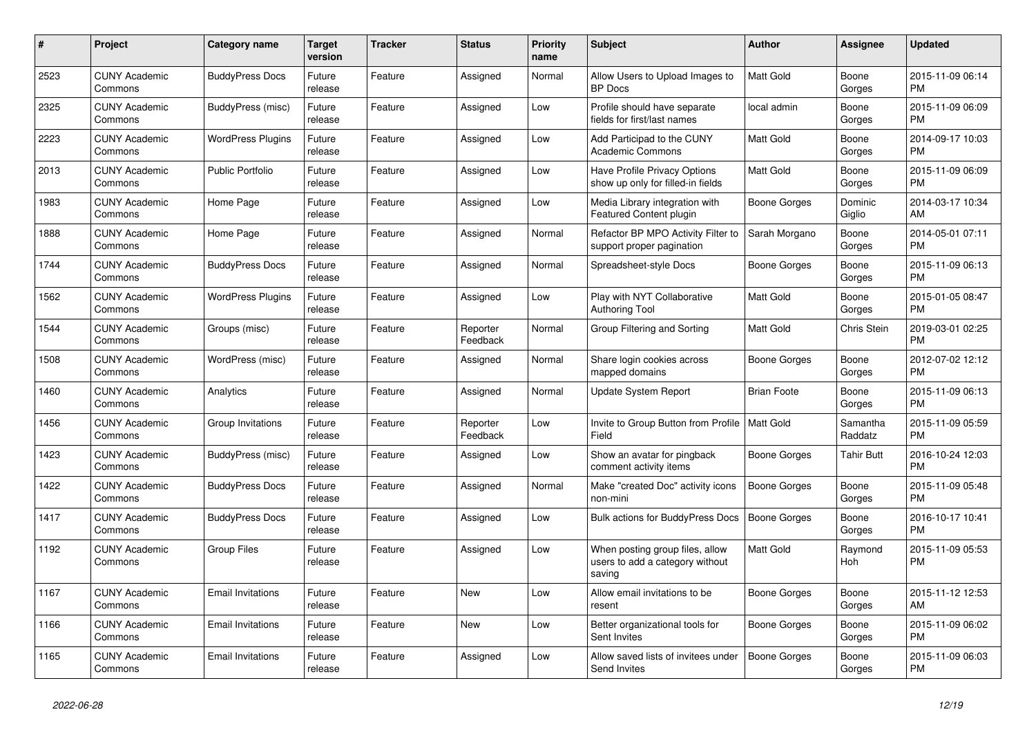| # | Project | Category name | Target version | Tracker | Status | Priority name | Subject | Author | Assignee | Updated |
|---|---|---|---|---|---|---|---|---|---|---|
| 2523 | CUNY Academic Commons | BuddyPress Docs | Future release | Feature | Assigned | Normal | Allow Users to Upload Images to BP Docs | Matt Gold | Boone Gorges | 2015-11-09 06:14 PM |
| 2325 | CUNY Academic Commons | BuddyPress (misc) | Future release | Feature | Assigned | Low | Profile should have separate fields for first/last names | local admin | Boone Gorges | 2015-11-09 06:09 PM |
| 2223 | CUNY Academic Commons | WordPress Plugins | Future release | Feature | Assigned | Low | Add Participad to the CUNY Academic Commons | Matt Gold | Boone Gorges | 2014-09-17 10:03 PM |
| 2013 | CUNY Academic Commons | Public Portfolio | Future release | Feature | Assigned | Low | Have Profile Privacy Options show up only for filled-in fields | Matt Gold | Boone Gorges | 2015-11-09 06:09 PM |
| 1983 | CUNY Academic Commons | Home Page | Future release | Feature | Assigned | Low | Media Library integration with Featured Content plugin | Boone Gorges | Dominic Giglio | 2014-03-17 10:34 AM |
| 1888 | CUNY Academic Commons | Home Page | Future release | Feature | Assigned | Normal | Refactor BP MPO Activity Filter to support proper pagination | Sarah Morgano | Boone Gorges | 2014-05-01 07:11 PM |
| 1744 | CUNY Academic Commons | BuddyPress Docs | Future release | Feature | Assigned | Normal | Spreadsheet-style Docs | Boone Gorges | Boone Gorges | 2015-11-09 06:13 PM |
| 1562 | CUNY Academic Commons | WordPress Plugins | Future release | Feature | Assigned | Low | Play with NYT Collaborative Authoring Tool | Matt Gold | Boone Gorges | 2015-01-05 08:47 PM |
| 1544 | CUNY Academic Commons | Groups (misc) | Future release | Feature | Reporter Feedback | Normal | Group Filtering and Sorting | Matt Gold | Chris Stein | 2019-03-01 02:25 PM |
| 1508 | CUNY Academic Commons | WordPress (misc) | Future release | Feature | Assigned | Normal | Share login cookies across mapped domains | Boone Gorges | Boone Gorges | 2012-07-02 12:12 PM |
| 1460 | CUNY Academic Commons | Analytics | Future release | Feature | Assigned | Normal | Update System Report | Brian Foote | Boone Gorges | 2015-11-09 06:13 PM |
| 1456 | CUNY Academic Commons | Group Invitations | Future release | Feature | Reporter Feedback | Low | Invite to Group Button from Profile Field | Matt Gold | Samantha Raddatz | 2015-11-09 05:59 PM |
| 1423 | CUNY Academic Commons | BuddyPress (misc) | Future release | Feature | Assigned | Low | Show an avatar for pingback comment activity items | Boone Gorges | Tahir Butt | 2016-10-24 12:03 PM |
| 1422 | CUNY Academic Commons | BuddyPress Docs | Future release | Feature | Assigned | Normal | Make "created Doc" activity icons non-mini | Boone Gorges | Boone Gorges | 2015-11-09 05:48 PM |
| 1417 | CUNY Academic Commons | BuddyPress Docs | Future release | Feature | Assigned | Low | Bulk actions for BuddyPress Docs | Boone Gorges | Boone Gorges | 2016-10-17 10:41 PM |
| 1192 | CUNY Academic Commons | Group Files | Future release | Feature | Assigned | Low | When posting group files, allow users to add a category without saving | Matt Gold | Raymond Hoh | 2015-11-09 05:53 PM |
| 1167 | CUNY Academic Commons | Email Invitations | Future release | Feature | New | Low | Allow email invitations to be resent | Boone Gorges | Boone Gorges | 2015-11-12 12:53 AM |
| 1166 | CUNY Academic Commons | Email Invitations | Future release | Feature | New | Low | Better organizational tools for Sent Invites | Boone Gorges | Boone Gorges | 2015-11-09 06:02 PM |
| 1165 | CUNY Academic Commons | Email Invitations | Future release | Feature | Assigned | Low | Allow saved lists of invitees under Send Invites | Boone Gorges | Boone Gorges | 2015-11-09 06:03 PM |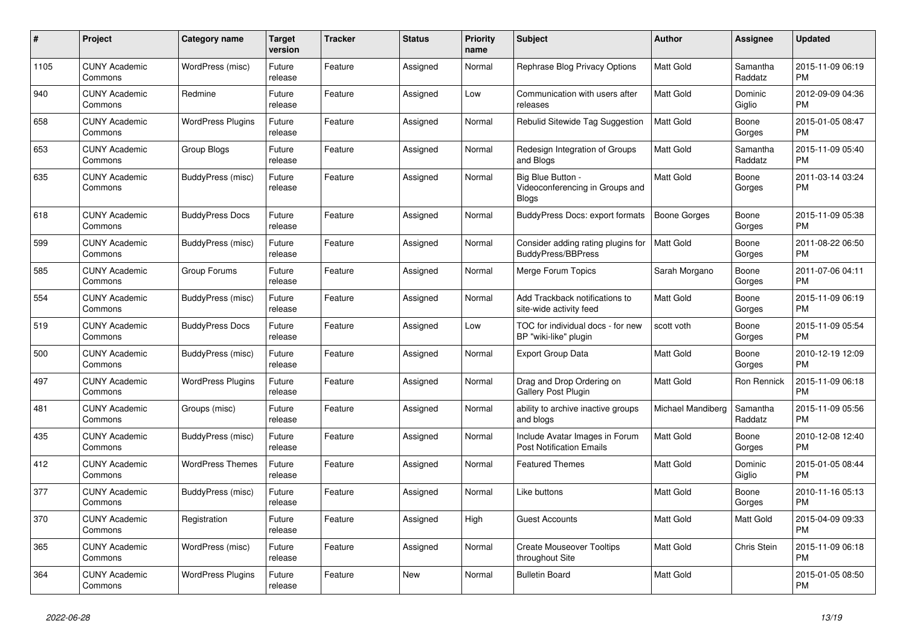| # | Project | Category name | Target version | Tracker | Status | Priority name | Subject | Author | Assignee | Updated |
|---|---|---|---|---|---|---|---|---|---|---|
| 1105 | CUNY Academic Commons | WordPress (misc) | Future release | Feature | Assigned | Normal | Rephrase Blog Privacy Options | Matt Gold | Samantha Raddatz | 2015-11-09 06:19 PM |
| 940 | CUNY Academic Commons | Redmine | Future release | Feature | Assigned | Low | Communication with users after releases | Matt Gold | Dominic Giglio | 2012-09-09 04:36 PM |
| 658 | CUNY Academic Commons | WordPress Plugins | Future release | Feature | Assigned | Normal | Rebulid Sitewide Tag Suggestion | Matt Gold | Boone Gorges | 2015-01-05 08:47 PM |
| 653 | CUNY Academic Commons | Group Blogs | Future release | Feature | Assigned | Normal | Redesign Integration of Groups and Blogs | Matt Gold | Samantha Raddatz | 2015-11-09 05:40 PM |
| 635 | CUNY Academic Commons | BuddyPress (misc) | Future release | Feature | Assigned | Normal | Big Blue Button - Videoconferencing in Groups and Blogs | Matt Gold | Boone Gorges | 2011-03-14 03:24 PM |
| 618 | CUNY Academic Commons | BuddyPress Docs | Future release | Feature | Assigned | Normal | BuddyPress Docs: export formats | Boone Gorges | Boone Gorges | 2015-11-09 05:38 PM |
| 599 | CUNY Academic Commons | BuddyPress (misc) | Future release | Feature | Assigned | Normal | Consider adding rating plugins for BuddyPress/BBPress | Matt Gold | Boone Gorges | 2011-08-22 06:50 PM |
| 585 | CUNY Academic Commons | Group Forums | Future release | Feature | Assigned | Normal | Merge Forum Topics | Sarah Morgano | Boone Gorges | 2011-07-06 04:11 PM |
| 554 | CUNY Academic Commons | BuddyPress (misc) | Future release | Feature | Assigned | Normal | Add Trackback notifications to site-wide activity feed | Matt Gold | Boone Gorges | 2015-11-09 06:19 PM |
| 519 | CUNY Academic Commons | BuddyPress Docs | Future release | Feature | Assigned | Low | TOC for individual docs - for new BP "wiki-like" plugin | scott voth | Boone Gorges | 2015-11-09 05:54 PM |
| 500 | CUNY Academic Commons | BuddyPress (misc) | Future release | Feature | Assigned | Normal | Export Group Data | Matt Gold | Boone Gorges | 2010-12-19 12:09 PM |
| 497 | CUNY Academic Commons | WordPress Plugins | Future release | Feature | Assigned | Normal | Drag and Drop Ordering on Gallery Post Plugin | Matt Gold | Ron Rennick | 2015-11-09 06:18 PM |
| 481 | CUNY Academic Commons | Groups (misc) | Future release | Feature | Assigned | Normal | ability to archive inactive groups and blogs | Michael Mandiberg | Samantha Raddatz | 2015-11-09 05:56 PM |
| 435 | CUNY Academic Commons | BuddyPress (misc) | Future release | Feature | Assigned | Normal | Include Avatar Images in Forum Post Notification Emails | Matt Gold | Boone Gorges | 2010-12-08 12:40 PM |
| 412 | CUNY Academic Commons | WordPress Themes | Future release | Feature | Assigned | Normal | Featured Themes | Matt Gold | Dominic Giglio | 2015-01-05 08:44 PM |
| 377 | CUNY Academic Commons | BuddyPress (misc) | Future release | Feature | Assigned | Normal | Like buttons | Matt Gold | Boone Gorges | 2010-11-16 05:13 PM |
| 370 | CUNY Academic Commons | Registration | Future release | Feature | Assigned | High | Guest Accounts | Matt Gold | Matt Gold | 2015-04-09 09:33 PM |
| 365 | CUNY Academic Commons | WordPress (misc) | Future release | Feature | Assigned | Normal | Create Mouseover Tooltips throughout Site | Matt Gold | Chris Stein | 2015-11-09 06:18 PM |
| 364 | CUNY Academic Commons | WordPress Plugins | Future release | Feature | New | Normal | Bulletin Board | Matt Gold | | 2015-01-05 08:50 PM |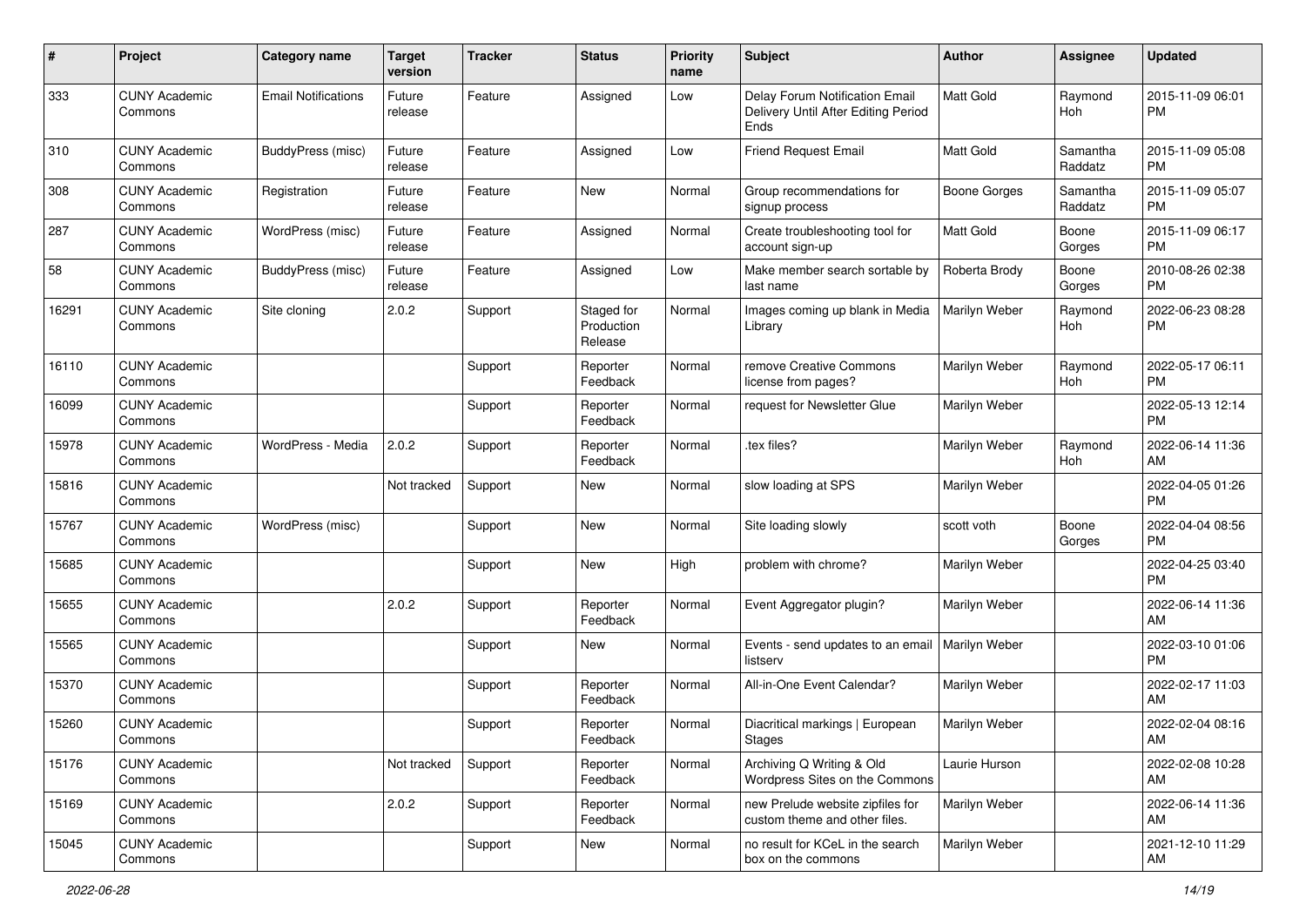| # | Project | Category name | Target version | Tracker | Status | Priority name | Subject | Author | Assignee | Updated |
|---|---|---|---|---|---|---|---|---|---|---|
| 333 | CUNY Academic Commons | Email Notifications | Future release | Feature | Assigned | Low | Delay Forum Notification Email Delivery Until After Editing Period Ends | Matt Gold | Raymond Hoh | 2015-11-09 06:01 PM |
| 310 | CUNY Academic Commons | BuddyPress (misc) | Future release | Feature | Assigned | Low | Friend Request Email | Matt Gold | Samantha Raddatz | 2015-11-09 05:08 PM |
| 308 | CUNY Academic Commons | Registration | Future release | Feature | New | Normal | Group recommendations for signup process | Boone Gorges | Samantha Raddatz | 2015-11-09 05:07 PM |
| 287 | CUNY Academic Commons | WordPress (misc) | Future release | Feature | Assigned | Normal | Create troubleshooting tool for account sign-up | Matt Gold | Boone Gorges | 2015-11-09 06:17 PM |
| 58 | CUNY Academic Commons | BuddyPress (misc) | Future release | Feature | Assigned | Low | Make member search sortable by last name | Roberta Brody | Boone Gorges | 2010-08-26 02:38 PM |
| 16291 | CUNY Academic Commons | Site cloning | 2.0.2 | Support | Staged for Production Release | Normal | Images coming up blank in Media Library | Marilyn Weber | Raymond Hoh | 2022-06-23 08:28 PM |
| 16110 | CUNY Academic Commons | | | Support | Reporter Feedback | Normal | remove Creative Commons license from pages? | Marilyn Weber | Raymond Hoh | 2022-05-17 06:11 PM |
| 16099 | CUNY Academic Commons | | | Support | Reporter Feedback | Normal | request for Newsletter Glue | Marilyn Weber | | 2022-05-13 12:14 PM |
| 15978 | CUNY Academic Commons | WordPress - Media | 2.0.2 | Support | Reporter Feedback | Normal | .tex files? | Marilyn Weber | Raymond Hoh | 2022-06-14 11:36 AM |
| 15816 | CUNY Academic Commons | | Not tracked | Support | New | Normal | slow loading at SPS | Marilyn Weber | | 2022-04-05 01:26 PM |
| 15767 | CUNY Academic Commons | WordPress (misc) | | Support | New | Normal | Site loading slowly | scott voth | Boone Gorges | 2022-04-04 08:56 PM |
| 15685 | CUNY Academic Commons | | | Support | New | High | problem with chrome? | Marilyn Weber | | 2022-04-25 03:40 PM |
| 15655 | CUNY Academic Commons | | 2.0.2 | Support | Reporter Feedback | Normal | Event Aggregator plugin? | Marilyn Weber | | 2022-06-14 11:36 AM |
| 15565 | CUNY Academic Commons | | | Support | New | Normal | Events - send updates to an email listserv | Marilyn Weber | | 2022-03-10 01:06 PM |
| 15370 | CUNY Academic Commons | | | Support | Reporter Feedback | Normal | All-in-One Event Calendar? | Marilyn Weber | | 2022-02-17 11:03 AM |
| 15260 | CUNY Academic Commons | | | Support | Reporter Feedback | Normal | Diacritical markings \| European Stages | Marilyn Weber | | 2022-02-04 08:16 AM |
| 15176 | CUNY Academic Commons | | Not tracked | Support | Reporter Feedback | Normal | Archiving Q Writing & Old Wordpress Sites on the Commons | Laurie Hurson | | 2022-02-08 10:28 AM |
| 15169 | CUNY Academic Commons | | 2.0.2 | Support | Reporter Feedback | Normal | new Prelude website zipfiles for custom theme and other files. | Marilyn Weber | | 2022-06-14 11:36 AM |
| 15045 | CUNY Academic Commons | | | Support | New | Normal | no result for KCeL in the search box on the commons | Marilyn Weber | | 2021-12-10 11:29 AM |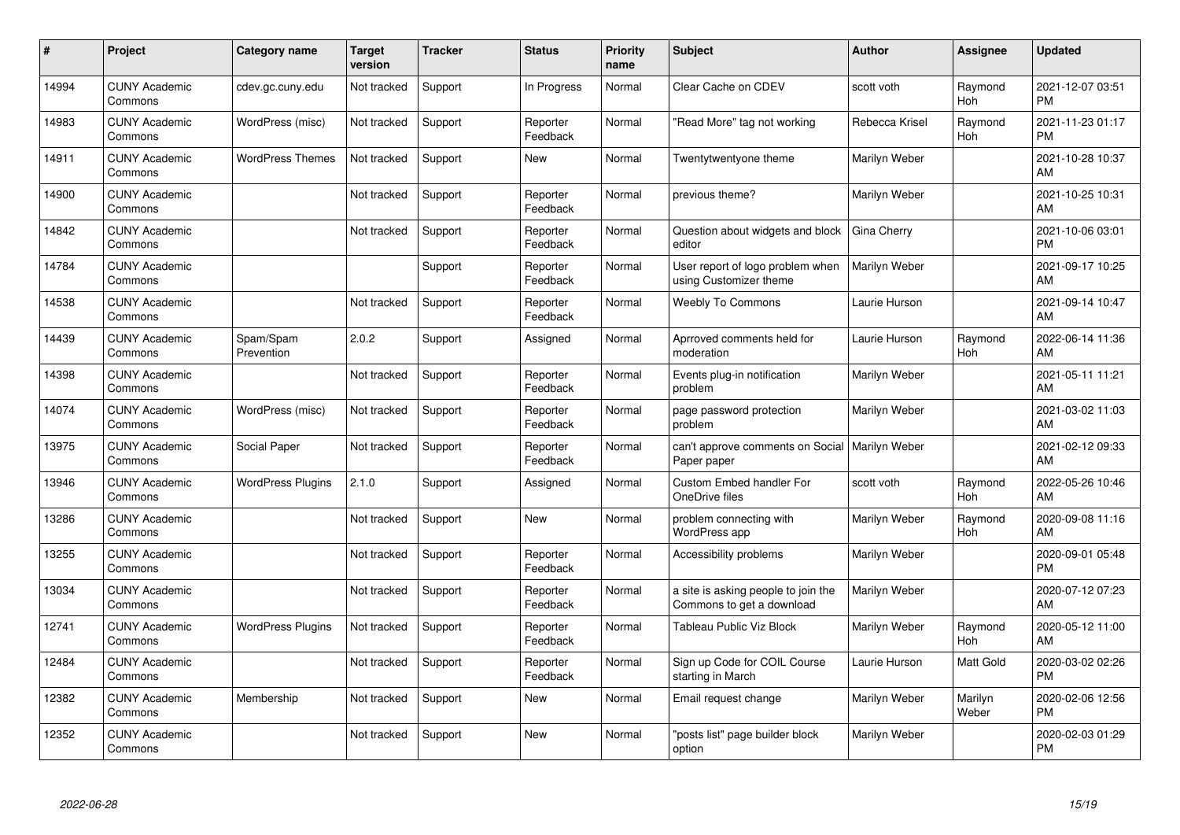| # | Project | Category name | Target version | Tracker | Status | Priority name | Subject | Author | Assignee | Updated |
|---|---|---|---|---|---|---|---|---|---|---|
| 14994 | CUNY Academic Commons | cdev.gc.cuny.edu | Not tracked | Support | In Progress | Normal | Clear Cache on CDEV | scott voth | Raymond Hoh | 2021-12-07 03:51 PM |
| 14983 | CUNY Academic Commons | WordPress (misc) | Not tracked | Support | Reporter Feedback | Normal | "Read More" tag not working | Rebecca Krisel | Raymond Hoh | 2021-11-23 01:17 PM |
| 14911 | CUNY Academic Commons | WordPress Themes | Not tracked | Support | New | Normal | Twentytwentyone theme | Marilyn Weber | | 2021-10-28 10:37 AM |
| 14900 | CUNY Academic Commons | | Not tracked | Support | Reporter Feedback | Normal | previous theme? | Marilyn Weber | | 2021-10-25 10:31 AM |
| 14842 | CUNY Academic Commons | | Not tracked | Support | Reporter Feedback | Normal | Question about widgets and block editor | Gina Cherry | | 2021-10-06 03:01 PM |
| 14784 | CUNY Academic Commons | | | Support | Reporter Feedback | Normal | User report of logo problem when using Customizer theme | Marilyn Weber | | 2021-09-17 10:25 AM |
| 14538 | CUNY Academic Commons | | Not tracked | Support | Reporter Feedback | Normal | Weebly To Commons | Laurie Hurson | | 2021-09-14 10:47 AM |
| 14439 | CUNY Academic Commons | Spam/Spam Prevention | 2.0.2 | Support | Assigned | Normal | Aprroved comments held for moderation | Laurie Hurson | Raymond Hoh | 2022-06-14 11:36 AM |
| 14398 | CUNY Academic Commons | | Not tracked | Support | Reporter Feedback | Normal | Events plug-in notification problem | Marilyn Weber | | 2021-05-11 11:21 AM |
| 14074 | CUNY Academic Commons | WordPress (misc) | Not tracked | Support | Reporter Feedback | Normal | page password protection problem | Marilyn Weber | | 2021-03-02 11:03 AM |
| 13975 | CUNY Academic Commons | Social Paper | Not tracked | Support | Reporter Feedback | Normal | can't approve comments on Social Paper paper | Marilyn Weber | | 2021-02-12 09:33 AM |
| 13946 | CUNY Academic Commons | WordPress Plugins | 2.1.0 | Support | Assigned | Normal | Custom Embed handler For OneDrive files | scott voth | Raymond Hoh | 2022-05-26 10:46 AM |
| 13286 | CUNY Academic Commons | | Not tracked | Support | New | Normal | problem connecting with WordPress app | Marilyn Weber | Raymond Hoh | 2020-09-08 11:16 AM |
| 13255 | CUNY Academic Commons | | Not tracked | Support | Reporter Feedback | Normal | Accessibility problems | Marilyn Weber | | 2020-09-01 05:48 PM |
| 13034 | CUNY Academic Commons | | Not tracked | Support | Reporter Feedback | Normal | a site is asking people to join the Commons to get a download | Marilyn Weber | | 2020-07-12 07:23 AM |
| 12741 | CUNY Academic Commons | WordPress Plugins | Not tracked | Support | Reporter Feedback | Normal | Tableau Public Viz Block | Marilyn Weber | Raymond Hoh | 2020-05-12 11:00 AM |
| 12484 | CUNY Academic Commons | | Not tracked | Support | Reporter Feedback | Normal | Sign up Code for COIL Course starting in March | Laurie Hurson | Matt Gold | 2020-03-02 02:26 PM |
| 12382 | CUNY Academic Commons | Membership | Not tracked | Support | New | Normal | Email request change | Marilyn Weber | Marilyn Weber | 2020-02-06 12:56 PM |
| 12352 | CUNY Academic Commons | | Not tracked | Support | New | Normal | "posts list" page builder block option | Marilyn Weber | | 2020-02-03 01:29 PM |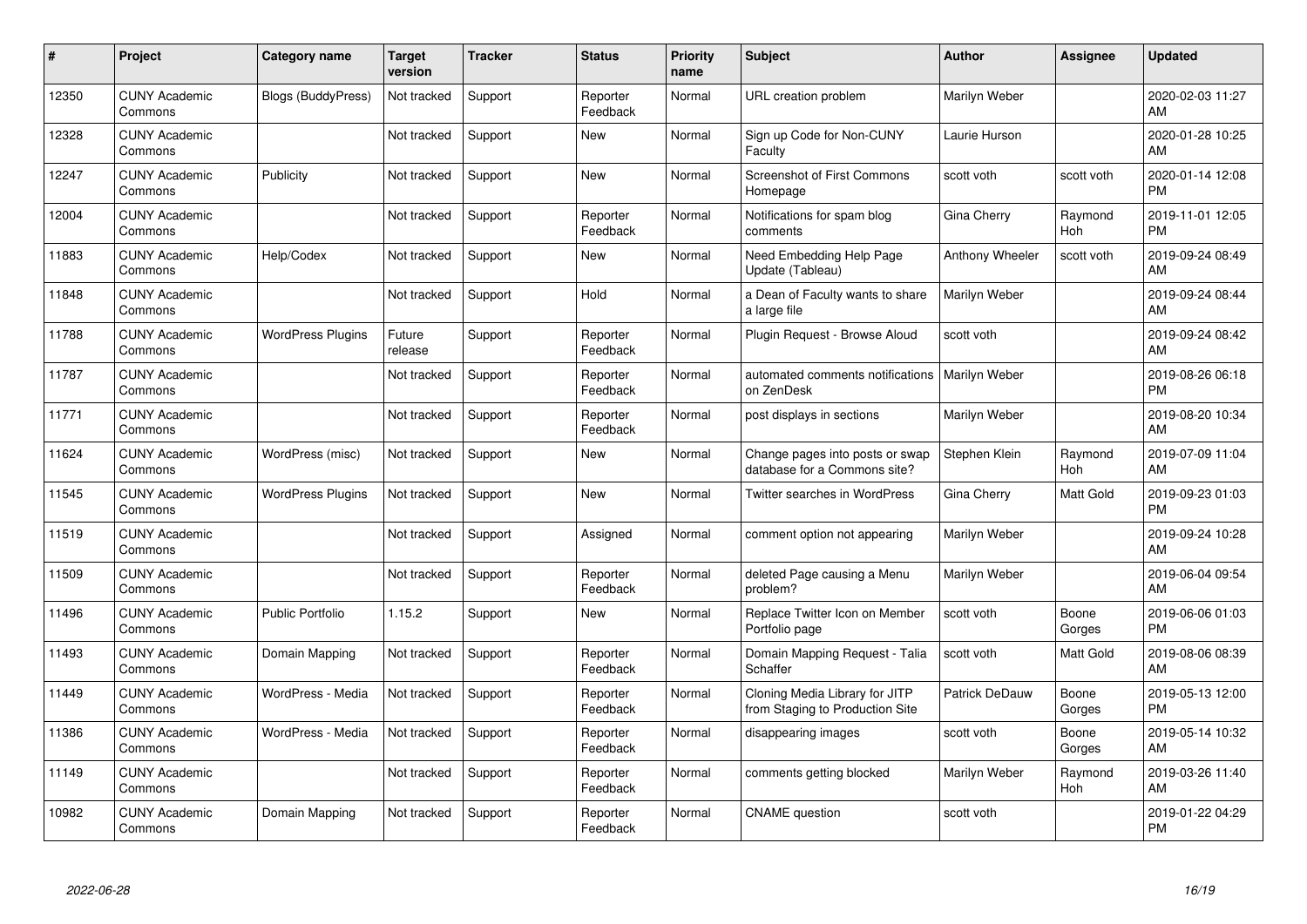| # | Project | Category name | Target version | Tracker | Status | Priority name | Subject | Author | Assignee | Updated |
|---|---|---|---|---|---|---|---|---|---|---|
| 12350 | CUNY Academic Commons | Blogs (BuddyPress) | Not tracked | Support | Reporter Feedback | Normal | URL creation problem | Marilyn Weber | | 2020-02-03 11:27 AM |
| 12328 | CUNY Academic Commons | | Not tracked | Support | New | Normal | Sign up Code for Non-CUNY Faculty | Laurie Hurson | | 2020-01-28 10:25 AM |
| 12247 | CUNY Academic Commons | Publicity | Not tracked | Support | New | Normal | Screenshot of First Commons Homepage | scott voth | scott voth | 2020-01-14 12:08 PM |
| 12004 | CUNY Academic Commons | | Not tracked | Support | Reporter Feedback | Normal | Notifications for spam blog comments | Gina Cherry | Raymond Hoh | 2019-11-01 12:05 PM |
| 11883 | CUNY Academic Commons | Help/Codex | Not tracked | Support | New | Normal | Need Embedding Help Page Update (Tableau) | Anthony Wheeler | scott voth | 2019-09-24 08:49 AM |
| 11848 | CUNY Academic Commons | | Not tracked | Support | Hold | Normal | a Dean of Faculty wants to share a large file | Marilyn Weber | | 2019-09-24 08:44 AM |
| 11788 | CUNY Academic Commons | WordPress Plugins | Future release | Support | Reporter Feedback | Normal | Plugin Request - Browse Aloud | scott voth | | 2019-09-24 08:42 AM |
| 11787 | CUNY Academic Commons | | Not tracked | Support | Reporter Feedback | Normal | automated comments notifications on ZenDesk | Marilyn Weber | | 2019-08-26 06:18 PM |
| 11771 | CUNY Academic Commons | | Not tracked | Support | Reporter Feedback | Normal | post displays in sections | Marilyn Weber | | 2019-08-20 10:34 AM |
| 11624 | CUNY Academic Commons | WordPress (misc) | Not tracked | Support | New | Normal | Change pages into posts or swap database for a Commons site? | Stephen Klein | Raymond Hoh | 2019-07-09 11:04 AM |
| 11545 | CUNY Academic Commons | WordPress Plugins | Not tracked | Support | New | Normal | Twitter searches in WordPress | Gina Cherry | Matt Gold | 2019-09-23 01:03 PM |
| 11519 | CUNY Academic Commons | | Not tracked | Support | Assigned | Normal | comment option not appearing | Marilyn Weber | | 2019-09-24 10:28 AM |
| 11509 | CUNY Academic Commons | | Not tracked | Support | Reporter Feedback | Normal | deleted Page causing a Menu problem? | Marilyn Weber | | 2019-06-04 09:54 AM |
| 11496 | CUNY Academic Commons | Public Portfolio | 1.15.2 | Support | New | Normal | Replace Twitter Icon on Member Portfolio page | scott voth | Boone Gorges | 2019-06-06 01:03 PM |
| 11493 | CUNY Academic Commons | Domain Mapping | Not tracked | Support | Reporter Feedback | Normal | Domain Mapping Request - Talia Schaffer | scott voth | Matt Gold | 2019-08-06 08:39 AM |
| 11449 | CUNY Academic Commons | WordPress - Media | Not tracked | Support | Reporter Feedback | Normal | Cloning Media Library for JITP from Staging to Production Site | Patrick DeDauw | Boone Gorges | 2019-05-13 12:00 PM |
| 11386 | CUNY Academic Commons | WordPress - Media | Not tracked | Support | Reporter Feedback | Normal | disappearing images | scott voth | Boone Gorges | 2019-05-14 10:32 AM |
| 11149 | CUNY Academic Commons | | Not tracked | Support | Reporter Feedback | Normal | comments getting blocked | Marilyn Weber | Raymond Hoh | 2019-03-26 11:40 AM |
| 10982 | CUNY Academic Commons | Domain Mapping | Not tracked | Support | Reporter Feedback | Normal | CNAME question | scott voth | | 2019-01-22 04:29 PM |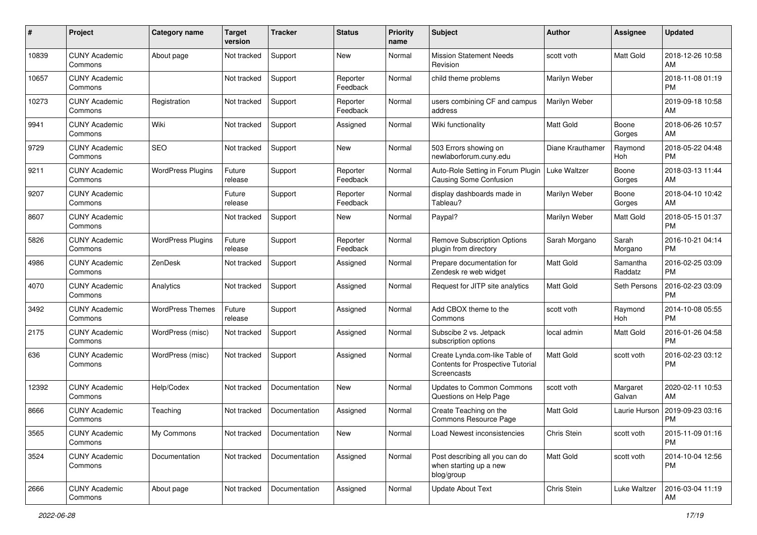| # | Project | Category name | Target version | Tracker | Status | Priority name | Subject | Author | Assignee | Updated |
|---|---|---|---|---|---|---|---|---|---|---|
| 10839 | CUNY Academic Commons | About page | Not tracked | Support | New | Normal | Mission Statement Needs Revision | scott voth | Matt Gold | 2018-12-26 10:58 AM |
| 10657 | CUNY Academic Commons | | Not tracked | Support | Reporter Feedback | Normal | child theme problems | Marilyn Weber | | 2018-11-08 01:19 PM |
| 10273 | CUNY Academic Commons | Registration | Not tracked | Support | Reporter Feedback | Normal | users combining CF and campus address | Marilyn Weber | | 2019-09-18 10:58 AM |
| 9941 | CUNY Academic Commons | Wiki | Not tracked | Support | Assigned | Normal | Wiki functionality | Matt Gold | Boone Gorges | 2018-06-26 10:57 AM |
| 9729 | CUNY Academic Commons | SEO | Not tracked | Support | New | Normal | 503 Errors showing on newlaborforum.cuny.edu | Diane Krauthamer | Raymond Hoh | 2018-05-22 04:48 PM |
| 9211 | CUNY Academic Commons | WordPress Plugins | Future release | Support | Reporter Feedback | Normal | Auto-Role Setting in Forum Plugin Causing Some Confusion | Luke Waltzer | Boone Gorges | 2018-03-13 11:44 AM |
| 9207 | CUNY Academic Commons | | Future release | Support | Reporter Feedback | Normal | display dashboards made in Tableau? | Marilyn Weber | Boone Gorges | 2018-04-10 10:42 AM |
| 8607 | CUNY Academic Commons | | Not tracked | Support | New | Normal | Paypal? | Marilyn Weber | Matt Gold | 2018-05-15 01:37 PM |
| 5826 | CUNY Academic Commons | WordPress Plugins | Future release | Support | Reporter Feedback | Normal | Remove Subscription Options plugin from directory | Sarah Morgano | Sarah Morgano | 2016-10-21 04:14 PM |
| 4986 | CUNY Academic Commons | ZenDesk | Not tracked | Support | Assigned | Normal | Prepare documentation for Zendesk re web widget | Matt Gold | Samantha Raddatz | 2016-02-25 03:09 PM |
| 4070 | CUNY Academic Commons | Analytics | Not tracked | Support | Assigned | Normal | Request for JITP site analytics | Matt Gold | Seth Persons | 2016-02-23 03:09 PM |
| 3492 | CUNY Academic Commons | WordPress Themes | Future release | Support | Assigned | Normal | Add CBOX theme to the Commons | scott voth | Raymond Hoh | 2014-10-08 05:55 PM |
| 2175 | CUNY Academic Commons | WordPress (misc) | Not tracked | Support | Assigned | Normal | Subscibe 2 vs. Jetpack subscription options | local admin | Matt Gold | 2016-01-26 04:58 PM |
| 636 | CUNY Academic Commons | WordPress (misc) | Not tracked | Support | Assigned | Normal | Create Lynda.com-like Table of Contents for Prospective Tutorial Screencasts | Matt Gold | scott voth | 2016-02-23 03:12 PM |
| 12392 | CUNY Academic Commons | Help/Codex | Not tracked | Documentation | New | Normal | Updates to Common Commons Questions on Help Page | scott voth | Margaret Galvan | 2020-02-11 10:53 AM |
| 8666 | CUNY Academic Commons | Teaching | Not tracked | Documentation | Assigned | Normal | Create Teaching on the Commons Resource Page | Matt Gold | Laurie Hurson | 2019-09-23 03:16 PM |
| 3565 | CUNY Academic Commons | My Commons | Not tracked | Documentation | New | Normal | Load Newest inconsistencies | Chris Stein | scott voth | 2015-11-09 01:16 PM |
| 3524 | CUNY Academic Commons | Documentation | Not tracked | Documentation | Assigned | Normal | Post describing all you can do when starting up a new blog/group | Matt Gold | scott voth | 2014-10-04 12:56 PM |
| 2666 | CUNY Academic Commons | About page | Not tracked | Documentation | Assigned | Normal | Update About Text | Chris Stein | Luke Waltzer | 2016-03-04 11:19 AM |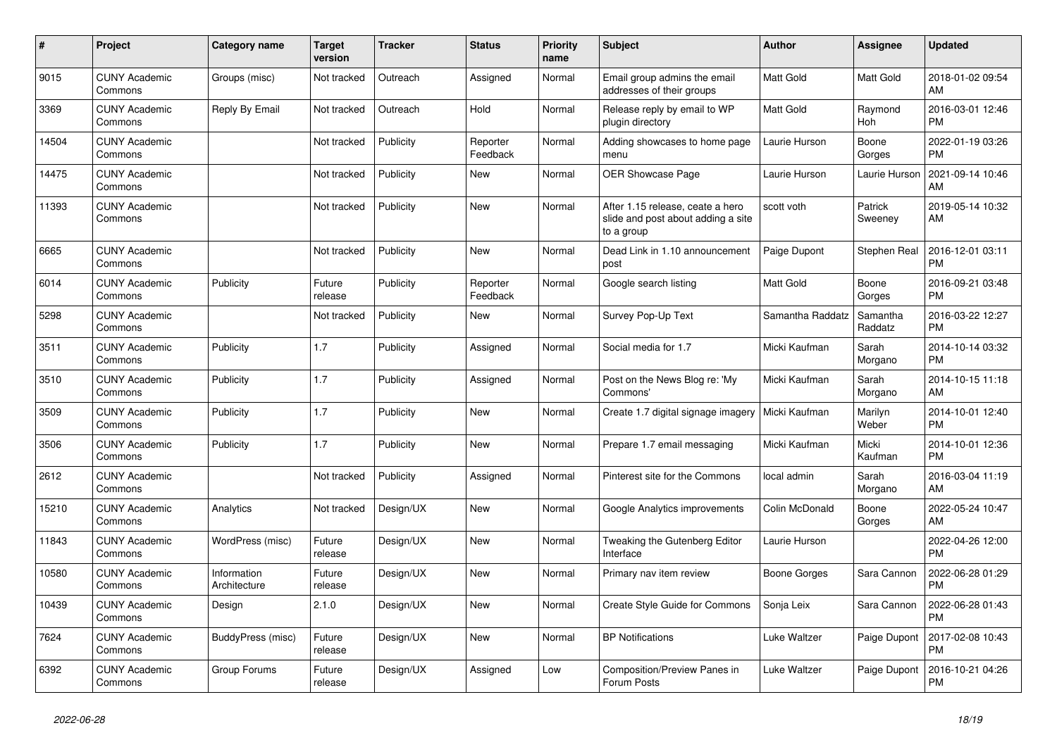| # | Project | Category name | Target version | Tracker | Status | Priority name | Subject | Author | Assignee | Updated |
|---|---|---|---|---|---|---|---|---|---|---|
| 9015 | CUNY Academic Commons | Groups (misc) | Not tracked | Outreach | Assigned | Normal | Email group admins the email addresses of their groups | Matt Gold | Matt Gold | 2018-01-02 09:54 AM |
| 3369 | CUNY Academic Commons | Reply By Email | Not tracked | Outreach | Hold | Normal | Release reply by email to WP plugin directory | Matt Gold | Raymond Hoh | 2016-03-01 12:46 PM |
| 14504 | CUNY Academic Commons | | Not tracked | Publicity | Reporter Feedback | Normal | Adding showcases to home page menu | Laurie Hurson | Boone Gorges | 2022-01-19 03:26 PM |
| 14475 | CUNY Academic Commons | | Not tracked | Publicity | New | Normal | OER Showcase Page | Laurie Hurson | Laurie Hurson | 2021-09-14 10:46 AM |
| 11393 | CUNY Academic Commons | | Not tracked | Publicity | New | Normal | After 1.15 release, ceate a hero slide and post about adding a site to a group | scott voth | Patrick Sweeney | 2019-05-14 10:32 AM |
| 6665 | CUNY Academic Commons | | Not tracked | Publicity | New | Normal | Dead Link in 1.10 announcement post | Paige Dupont | Stephen Real | 2016-12-01 03:11 PM |
| 6014 | CUNY Academic Commons | Publicity | Future release | Publicity | Reporter Feedback | Normal | Google search listing | Matt Gold | Boone Gorges | 2016-09-21 03:48 PM |
| 5298 | CUNY Academic Commons | | Not tracked | Publicity | New | Normal | Survey Pop-Up Text | Samantha Raddatz | Samantha Raddatz | 2016-03-22 12:27 PM |
| 3511 | CUNY Academic Commons | Publicity | 1.7 | Publicity | Assigned | Normal | Social media for 1.7 | Micki Kaufman | Sarah Morgano | 2014-10-14 03:32 PM |
| 3510 | CUNY Academic Commons | Publicity | 1.7 | Publicity | Assigned | Normal | Post on the News Blog re: 'My Commons' | Micki Kaufman | Sarah Morgano | 2014-10-15 11:18 AM |
| 3509 | CUNY Academic Commons | Publicity | 1.7 | Publicity | New | Normal | Create 1.7 digital signage imagery | Micki Kaufman | Marilyn Weber | 2014-10-01 12:40 PM |
| 3506 | CUNY Academic Commons | Publicity | 1.7 | Publicity | New | Normal | Prepare 1.7 email messaging | Micki Kaufman | Micki Kaufman | 2014-10-01 12:36 PM |
| 2612 | CUNY Academic Commons | | Not tracked | Publicity | Assigned | Normal | Pinterest site for the Commons | local admin | Sarah Morgano | 2016-03-04 11:19 AM |
| 15210 | CUNY Academic Commons | Analytics | Not tracked | Design/UX | New | Normal | Google Analytics improvements | Colin McDonald | Boone Gorges | 2022-05-24 10:47 AM |
| 11843 | CUNY Academic Commons | WordPress (misc) | Future release | Design/UX | New | Normal | Tweaking the Gutenberg Editor Interface | Laurie Hurson | | 2022-04-26 12:00 PM |
| 10580 | CUNY Academic Commons | Information Architecture | Future release | Design/UX | New | Normal | Primary nav item review | Boone Gorges | Sara Cannon | 2022-06-28 01:29 PM |
| 10439 | CUNY Academic Commons | Design | 2.1.0 | Design/UX | New | Normal | Create Style Guide for Commons | Sonja Leix | Sara Cannon | 2022-06-28 01:43 PM |
| 7624 | CUNY Academic Commons | BuddyPress (misc) | Future release | Design/UX | New | Normal | BP Notifications | Luke Waltzer | Paige Dupont | 2017-02-08 10:43 PM |
| 6392 | CUNY Academic Commons | Group Forums | Future release | Design/UX | Assigned | Low | Composition/Preview Panes in Forum Posts | Luke Waltzer | Paige Dupont | 2016-10-21 04:26 PM |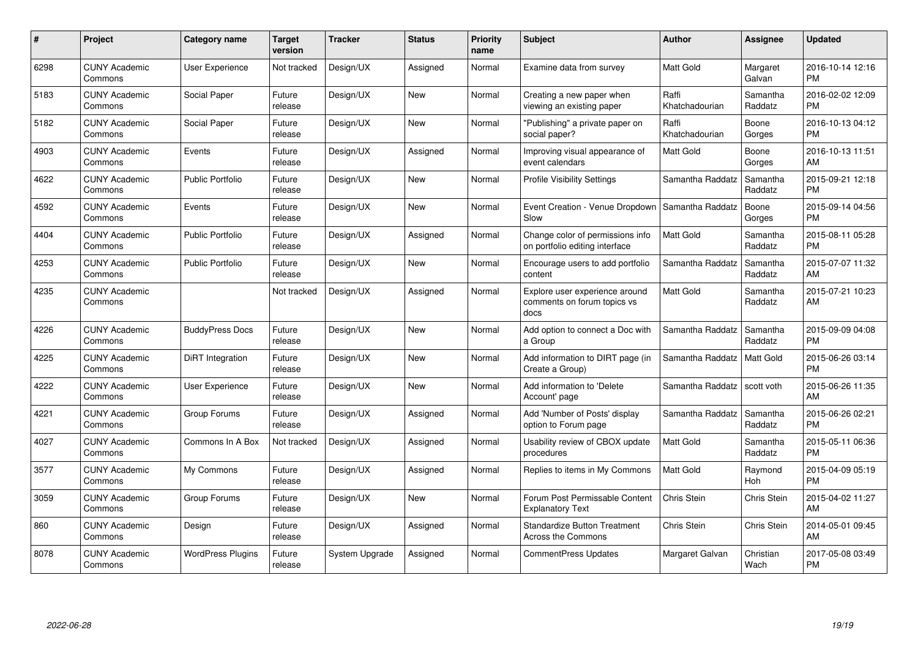| # | Project | Category name | Target version | Tracker | Status | Priority name | Subject | Author | Assignee | Updated |
|---|---|---|---|---|---|---|---|---|---|---|
| 6298 | CUNY Academic Commons | User Experience | Not tracked | Design/UX | Assigned | Normal | Examine data from survey | Matt Gold | Margaret Galvan | 2016-10-14 12:16 PM |
| 5183 | CUNY Academic Commons | Social Paper | Future release | Design/UX | New | Normal | Creating a new paper when viewing an existing paper | Raffi Khatchadourian | Samantha Raddatz | 2016-02-02 12:09 PM |
| 5182 | CUNY Academic Commons | Social Paper | Future release | Design/UX | New | Normal | "Publishing" a private paper on social paper? | Raffi Khatchadourian | Boone Gorges | 2016-10-13 04:12 PM |
| 4903 | CUNY Academic Commons | Events | Future release | Design/UX | Assigned | Normal | Improving visual appearance of event calendars | Matt Gold | Boone Gorges | 2016-10-13 11:51 AM |
| 4622 | CUNY Academic Commons | Public Portfolio | Future release | Design/UX | New | Normal | Profile Visibility Settings | Samantha Raddatz | Samantha Raddatz | 2015-09-21 12:18 PM |
| 4592 | CUNY Academic Commons | Events | Future release | Design/UX | New | Normal | Event Creation - Venue Dropdown Slow | Samantha Raddatz | Boone Gorges | 2015-09-14 04:56 PM |
| 4404 | CUNY Academic Commons | Public Portfolio | Future release | Design/UX | Assigned | Normal | Change color of permissions info on portfolio editing interface | Matt Gold | Samantha Raddatz | 2015-08-11 05:28 PM |
| 4253 | CUNY Academic Commons | Public Portfolio | Future release | Design/UX | New | Normal | Encourage users to add portfolio content | Samantha Raddatz | Samantha Raddatz | 2015-07-07 11:32 AM |
| 4235 | CUNY Academic Commons | | Not tracked | Design/UX | Assigned | Normal | Explore user experience around comments on forum topics vs docs | Matt Gold | Samantha Raddatz | 2015-07-21 10:23 AM |
| 4226 | CUNY Academic Commons | BuddyPress Docs | Future release | Design/UX | New | Normal | Add option to connect a Doc with a Group | Samantha Raddatz | Samantha Raddatz | 2015-09-09 04:08 PM |
| 4225 | CUNY Academic Commons | DiRT Integration | Future release | Design/UX | New | Normal | Add information to DIRT page (in Create a Group) | Samantha Raddatz | Matt Gold | 2015-06-26 03:14 PM |
| 4222 | CUNY Academic Commons | User Experience | Future release | Design/UX | New | Normal | Add information to 'Delete Account' page | Samantha Raddatz | scott voth | 2015-06-26 11:35 AM |
| 4221 | CUNY Academic Commons | Group Forums | Future release | Design/UX | Assigned | Normal | Add 'Number of Posts' display option to Forum page | Samantha Raddatz | Samantha Raddatz | 2015-06-26 02:21 PM |
| 4027 | CUNY Academic Commons | Commons In A Box | Not tracked | Design/UX | Assigned | Normal | Usability review of CBOX update procedures | Matt Gold | Samantha Raddatz | 2015-05-11 06:36 PM |
| 3577 | CUNY Academic Commons | My Commons | Future release | Design/UX | Assigned | Normal | Replies to items in My Commons | Matt Gold | Raymond Hoh | 2015-04-09 05:19 PM |
| 3059 | CUNY Academic Commons | Group Forums | Future release | Design/UX | New | Normal | Forum Post Permissable Content Explanatory Text | Chris Stein | Chris Stein | 2015-04-02 11:27 AM |
| 860 | CUNY Academic Commons | Design | Future release | Design/UX | Assigned | Normal | Standardize Button Treatment Across the Commons | Chris Stein | Chris Stein | 2014-05-01 09:45 AM |
| 8078 | CUNY Academic Commons | WordPress Plugins | Future release | System Upgrade | Assigned | Normal | CommentPress Updates | Margaret Galvan | Christian Wach | 2017-05-08 03:49 PM |